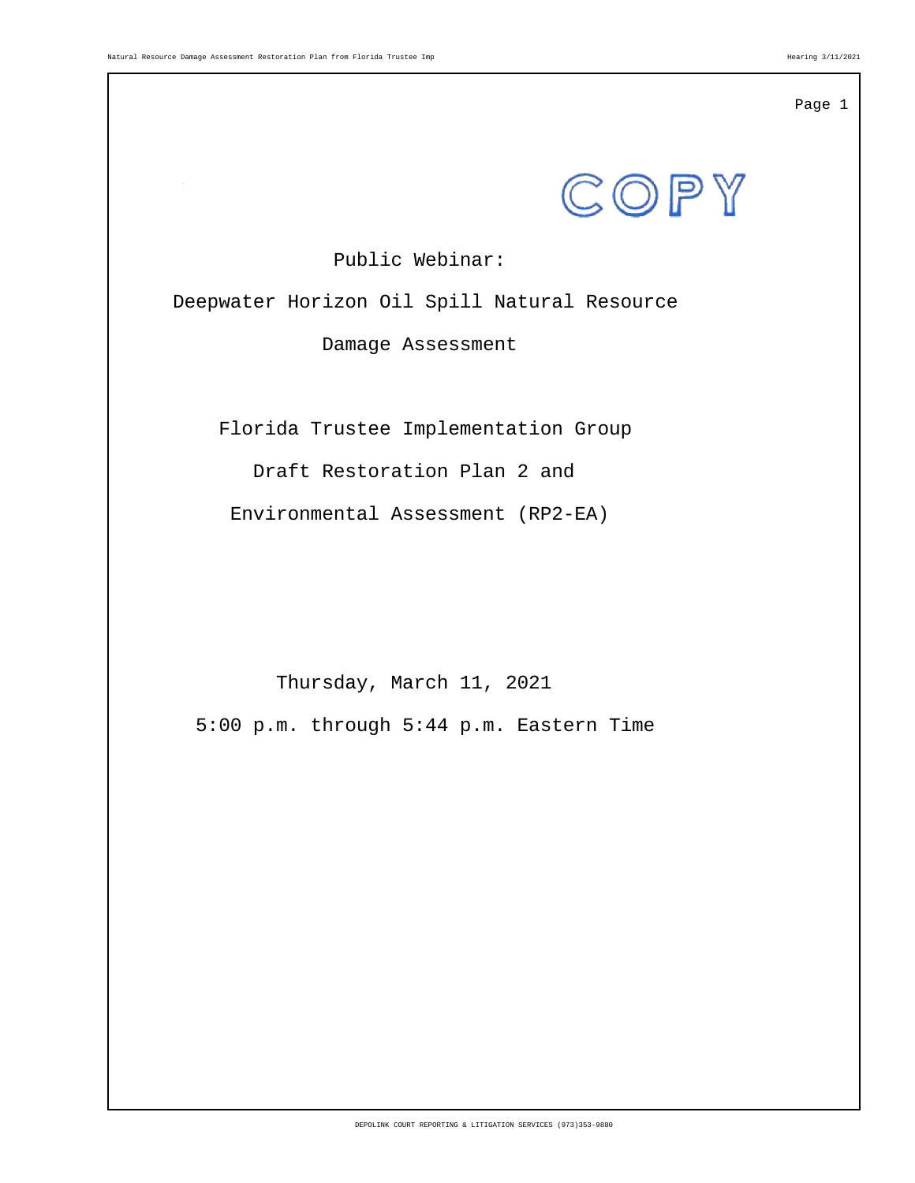COPY

Public Webinar:

Deepwater Horizon Oil Spill Natural Resource

Damage Assessment

Florida Trustee Implementation Group

Draft Restoration Plan 2 and

Environmental Assessment (RP2-EA)

Thursday, March 11, 2021

5:00 p.m. through 5:44 p.m. Eastern Time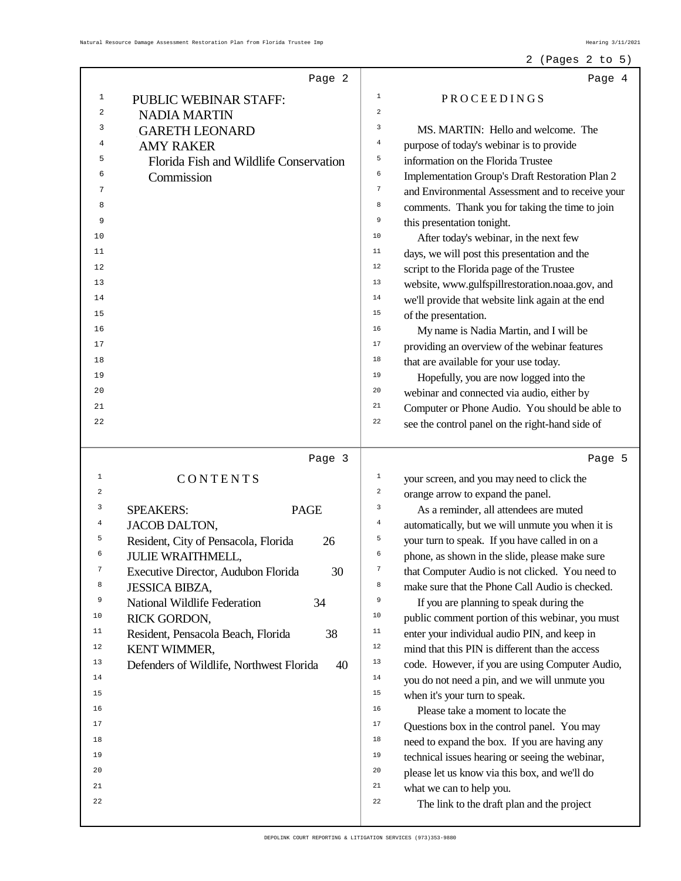PUBLIC WEBINAR STAFF:
NADIA MARTIN
GARETH LEONARD
AMY RAKER
Florida Fish and Wildlife Conservation Commission

## CONTENTS

| SPEAKERS: | PAGE |
|---|---|
| JACOB DALTON, Resident, City of Pensacola, Florida | 26 |
| JULIE WRAITHMELL, Executive Director, Audubon Florida | 30 |
| JESSICA BIBZA, National Wildlife Federation | 34 |
| RICK GORDON, Resident, Pensacola Beach, Florida | 38 |
| KENT WIMMER, Defenders of Wildlife, Northwest Florida | 40 |

## PROCEEDINGS

MS. MARTIN: Hello and welcome. The purpose of today's webinar is to provide information on the Florida Trustee Implementation Group's Draft Restoration Plan 2 and Environmental Assessment and to receive your comments. Thank you for taking the time to join this presentation tonight.

After today's webinar, in the next few days, we will post this presentation and the script to the Florida page of the Trustee website, www.gulfspillrestoration.noaa.gov, and we'll provide that website link again at the end of the presentation.

My name is Nadia Martin, and I will be providing an overview of the webinar features that are available for your use today.

Hopefully, you are now logged into the webinar and connected via audio, either by Computer or Phone Audio. You should be able to see the control panel on the right-hand side of your screen, and you may need to click the orange arrow to expand the panel.

As a reminder, all attendees are muted automatically, but we will unmute you when it is your turn to speak. If you have called in on a phone, as shown in the slide, please make sure that Computer Audio is not clicked. You need to make sure that the Phone Call Audio is checked.

If you are planning to speak during the public comment portion of this webinar, you must enter your individual audio PIN, and keep in mind that this PIN is different than the access code. However, if you are using Computer Audio, you do not need a pin, and we will unmute you when it's your turn to speak.

Please take a moment to locate the Questions box in the control panel. You may need to expand the box. If you are having any technical issues hearing or seeing the webinar, please let us know via this box, and we'll do what we can to help you.

The link to the draft plan and the project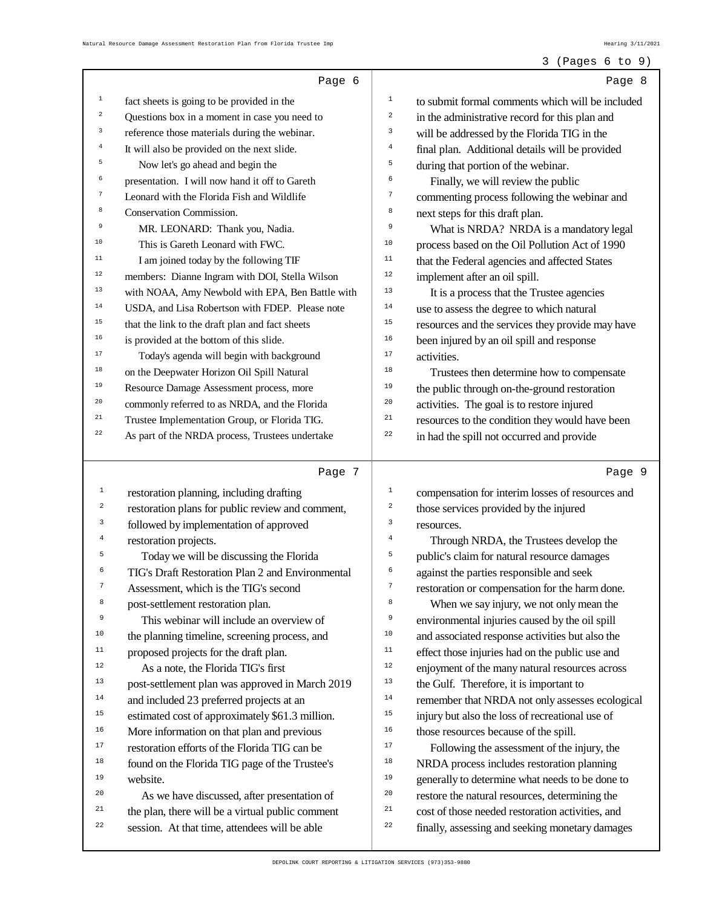## Page 6

fact sheets is going to be provided in the Questions box in a moment in case you need to reference those materials during the webinar. It will also be provided on the next slide.

Now let's go ahead and begin the presentation. I will now hand it off to Gareth Leonard with the Florida Fish and Wildlife Conservation Commission.

MR. LEONARD: Thank you, Nadia.

This is Gareth Leonard with FWC.

I am joined today by the following TIF members: Dianne Ingram with DOI, Stella Wilson with NOAA, Amy Newbold with EPA, Ben Battle with USDA, and Lisa Robertson with FDEP. Please note that the link to the draft plan and fact sheets is provided at the bottom of this slide.

Today's agenda will begin with background on the Deepwater Horizon Oil Spill Natural Resource Damage Assessment process, more commonly referred to as NRDA, and the Florida Trustee Implementation Group, or Florida TIG. As part of the NRDA process, Trustees undertake

## Page 7

restoration planning, including drafting restoration plans for public review and comment, followed by implementation of approved restoration projects.

Today we will be discussing the Florida TIG's Draft Restoration Plan 2 and Environmental Assessment, which is the TIG's second post-settlement restoration plan.

This webinar will include an overview of the planning timeline, screening process, and proposed projects for the draft plan.

As a note, the Florida TIG's first post-settlement plan was approved in March 2019 and included 23 preferred projects at an estimated cost of approximately $61.3 million. More information on that plan and previous restoration efforts of the Florida TIG can be found on the Florida TIG page of the Trustee's website.

As we have discussed, after presentation of the plan, there will be a virtual public comment session. At that time, attendees will be able

## Page 8

to submit formal comments which will be included in the administrative record for this plan and will be addressed by the Florida TIG in the final plan. Additional details will be provided during that portion of the webinar.

Finally, we will review the public commenting process following the webinar and next steps for this draft plan.

What is NRDA? NRDA is a mandatory legal process based on the Oil Pollution Act of 1990 that the Federal agencies and affected States implement after an oil spill.

It is a process that the Trustee agencies use to assess the degree to which natural resources and the services they provide may have been injured by an oil spill and response activities.

Trustees then determine how to compensate the public through on-the-ground restoration activities. The goal is to restore injured resources to the condition they would have been in had the spill not occurred and provide

## Page 9

compensation for interim losses of resources and those services provided by the injured resources.

Through NRDA, the Trustees develop the public's claim for natural resource damages against the parties responsible and seek restoration or compensation for the harm done.

When we say injury, we not only mean the environmental injuries caused by the oil spill and associated response activities but also the effect those injuries had on the public use and enjoyment of the many natural resources across the Gulf. Therefore, it is important to remember that NRDA not only assesses ecological injury but also the loss of recreational use of those resources because of the spill.

Following the assessment of the injury, the NRDA process includes restoration planning generally to determine what needs to be done to restore the natural resources, determining the cost of those needed restoration activities, and finally, assessing and seeking monetary damages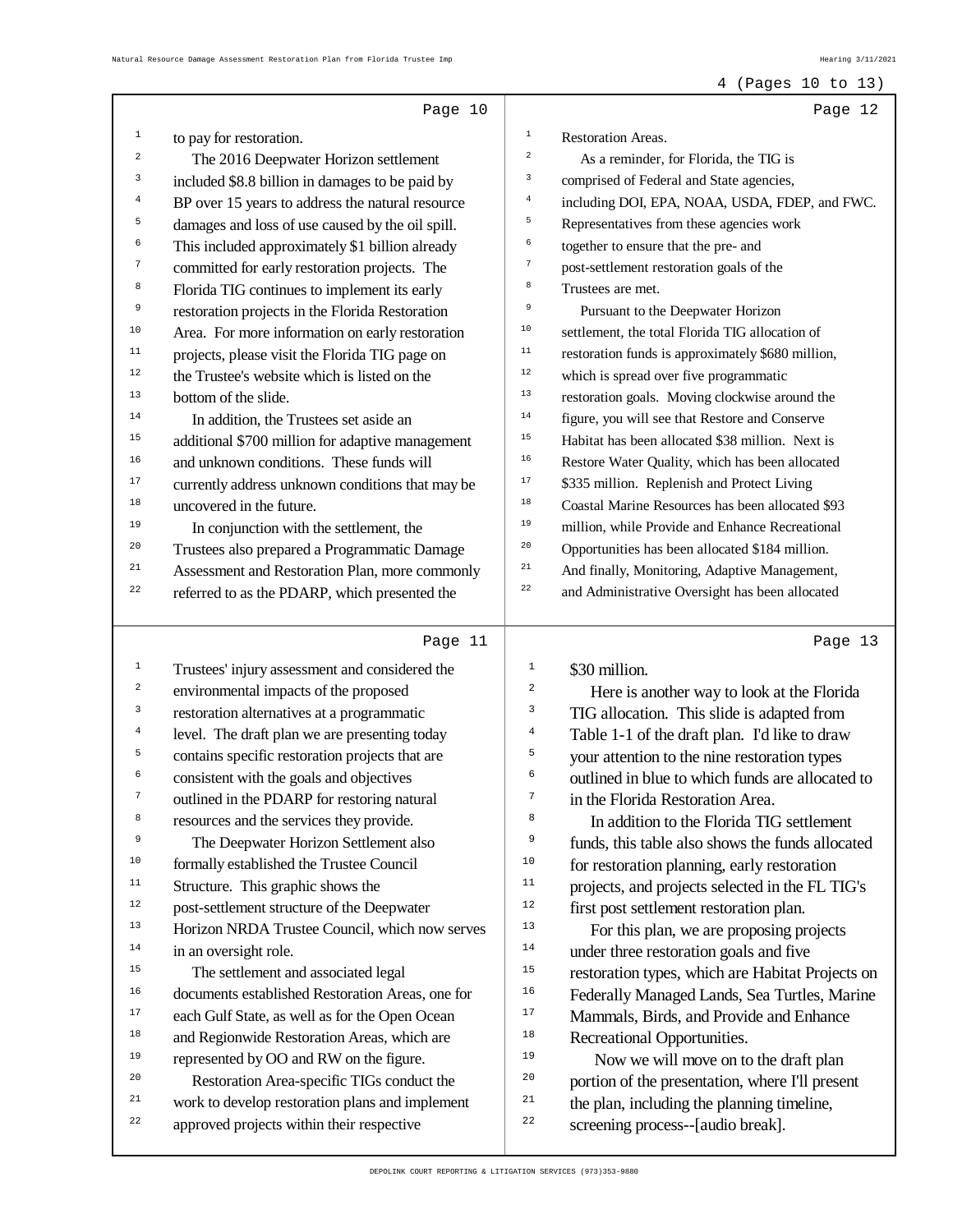Page 10

1 to pay for restoration.
2 The 2016 Deepwater Horizon settlement
3 included $8.8 billion in damages to be paid by
4 BP over 15 years to address the natural resource
5 damages and loss of use caused by the oil spill.
6 This included approximately $1 billion already
7 committed for early restoration projects. The
8 Florida TIG continues to implement its early
9 restoration projects in the Florida Restoration
10 Area. For more information on early restoration
11 projects, please visit the Florida TIG page on
12 the Trustee's website which is listed on the
13 bottom of the slide.
14 In addition, the Trustees set aside an
15 additional $700 million for adaptive management
16 and unknown conditions. These funds will
17 currently address unknown conditions that may be
18 uncovered in the future.
19 In conjunction with the settlement, the
20 Trustees also prepared a Programmatic Damage
21 Assessment and Restoration Plan, more commonly
22 referred to as the PDARP, which presented the

Page 11

1 Trustees' injury assessment and considered the
2 environmental impacts of the proposed
3 restoration alternatives at a programmatic
4 level. The draft plan we are presenting today
5 contains specific restoration projects that are
6 consistent with the goals and objectives
7 outlined in the PDARP for restoring natural
8 resources and the services they provide.
9 The Deepwater Horizon Settlement also
10 formally established the Trustee Council
11 Structure. This graphic shows the
12 post-settlement structure of the Deepwater
13 Horizon NRDA Trustee Council, which now serves
14 in an oversight role.
15 The settlement and associated legal
16 documents established Restoration Areas, one for
17 each Gulf State, as well as for the Open Ocean
18 and Regionwide Restoration Areas, which are
19 represented by OO and RW on the figure.
20 Restoration Area-specific TIGs conduct the
21 work to develop restoration plans and implement
22 approved projects within their respective

Page 12

1 Restoration Areas.
2 As a reminder, for Florida, the TIG is
3 comprised of Federal and State agencies,
4 including DOI, EPA, NOAA, USDA, FDEP, and FWC.
5 Representatives from these agencies work
6 together to ensure that the pre- and
7 post-settlement restoration goals of the
8 Trustees are met.
9 Pursuant to the Deepwater Horizon
10 settlement, the total Florida TIG allocation of
11 restoration funds is approximately $680 million,
12 which is spread over five programmatic
13 restoration goals. Moving clockwise around the
14 figure, you will see that Restore and Conserve
15 Habitat has been allocated $38 million. Next is
16 Restore Water Quality, which has been allocated
17 $335 million. Replenish and Protect Living
18 Coastal Marine Resources has been allocated $93
19 million, while Provide and Enhance Recreational
20 Opportunities has been allocated $184 million.
21 And finally, Monitoring, Adaptive Management,
22 and Administrative Oversight has been allocated

Page 13

1 $30 million.
2 Here is another way to look at the Florida
3 TIG allocation. This slide is adapted from
4 Table 1-1 of the draft plan. I'd like to draw
5 your attention to the nine restoration types
6 outlined in blue to which funds are allocated to
7 in the Florida Restoration Area.
8 In addition to the Florida TIG settlement
9 funds, this table also shows the funds allocated
10 for restoration planning, early restoration
11 projects, and projects selected in the FL TIG's
12 first post settlement restoration plan.
13 For this plan, we are proposing projects
14 under three restoration goals and five
15 restoration types, which are Habitat Projects on
16 Federally Managed Lands, Sea Turtles, Marine
17 Mammals, Birds, and Provide and Enhance
18 Recreational Opportunities.
19 Now we will move on to the draft plan
20 portion of the presentation, where I'll present
21 the plan, including the planning timeline,
22 screening process--[audio break].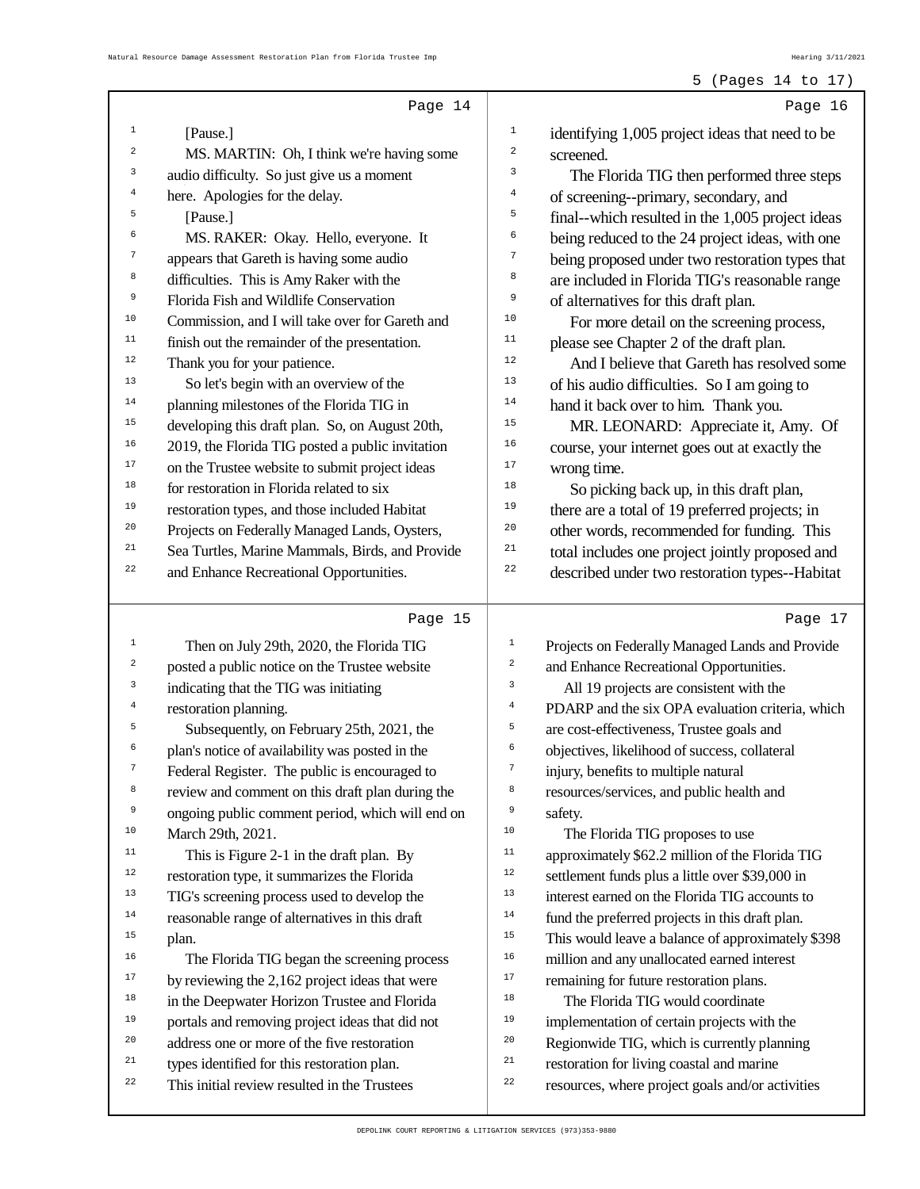Page 14

[Pause.]

MS. MARTIN: Oh, I think we're having some audio difficulty. So just give us a moment here. Apologies for the delay.

[Pause.]

MS. RAKER: Okay. Hello, everyone. It appears that Gareth is having some audio difficulties. This is Amy Raker with the Florida Fish and Wildlife Conservation Commission, and I will take over for Gareth and finish out the remainder of the presentation. Thank you for your patience.

So let's begin with an overview of the planning milestones of the Florida TIG in developing this draft plan. So, on August 20th, 2019, the Florida TIG posted a public invitation on the Trustee website to submit project ideas for restoration in Florida related to six restoration types, and those included Habitat Projects on Federally Managed Lands, Oysters, Sea Turtles, Marine Mammals, Birds, and Provide and Enhance Recreational Opportunities.

Page 15

Then on July 29th, 2020, the Florida TIG posted a public notice on the Trustee website indicating that the TIG was initiating restoration planning.

Subsequently, on February 25th, 2021, the plan's notice of availability was posted in the Federal Register. The public is encouraged to review and comment on this draft plan during the ongoing public comment period, which will end on March 29th, 2021.

This is Figure 2-1 in the draft plan. By restoration type, it summarizes the Florida TIG's screening process used to develop the reasonable range of alternatives in this draft plan.

The Florida TIG began the screening process by reviewing the 2,162 project ideas that were in the Deepwater Horizon Trustee and Florida portals and removing project ideas that did not address one or more of the five restoration types identified for this restoration plan. This initial review resulted in the Trustees

Page 16

identifying 1,005 project ideas that need to be screened.

The Florida TIG then performed three steps of screening--primary, secondary, and final--which resulted in the 1,005 project ideas being reduced to the 24 project ideas, with one being proposed under two restoration types that are included in Florida TIG's reasonable range of alternatives for this draft plan.

For more detail on the screening process, please see Chapter 2 of the draft plan.

And I believe that Gareth has resolved some of his audio difficulties. So I am going to hand it back over to him. Thank you.

MR. LEONARD: Appreciate it, Amy. Of course, your internet goes out at exactly the wrong time.

So picking back up, in this draft plan, there are a total of 19 preferred projects; in other words, recommended for funding. This total includes one project jointly proposed and described under two restoration types--Habitat

Page 17

Projects on Federally Managed Lands and Provide and Enhance Recreational Opportunities.

All 19 projects are consistent with the PDARP and the six OPA evaluation criteria, which are cost-effectiveness, Trustee goals and objectives, likelihood of success, collateral injury, benefits to multiple natural resources/services, and public health and safety.

The Florida TIG proposes to use approximately $62.2 million of the Florida TIG settlement funds plus a little over $39,000 in interest earned on the Florida TIG accounts to fund the preferred projects in this draft plan. This would leave a balance of approximately $398 million and any unallocated earned interest remaining for future restoration plans.

The Florida TIG would coordinate implementation of certain projects with the Regionwide TIG, which is currently planning restoration for living coastal and marine resources, where project goals and/or activities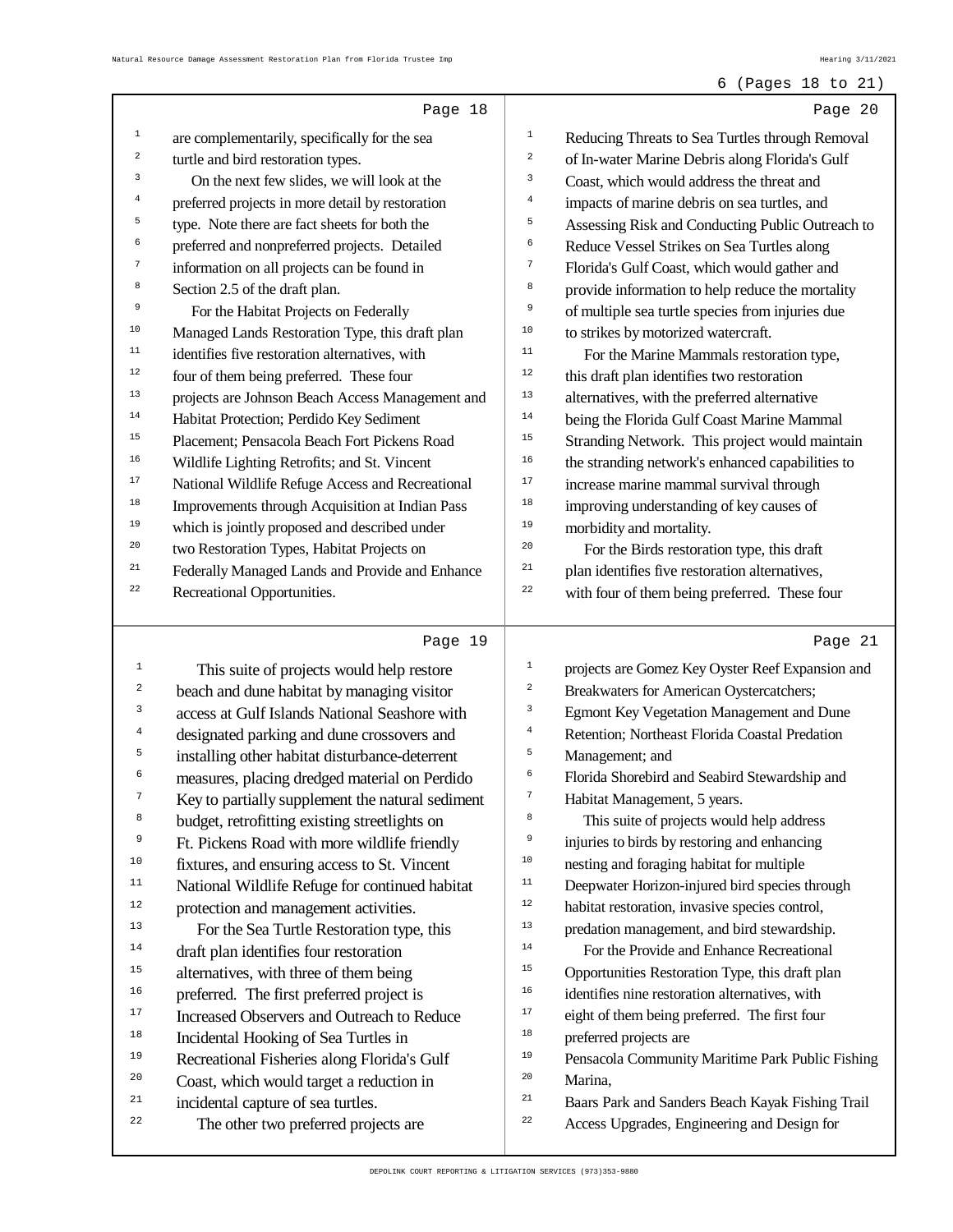Page 18

are complementarily, specifically for the sea turtle and bird restoration types.

On the next few slides, we will look at the preferred projects in more detail by restoration type. Note there are fact sheets for both the preferred and nonpreferred projects. Detailed information on all projects can be found in Section 2.5 of the draft plan.

For the Habitat Projects on Federally Managed Lands Restoration Type, this draft plan identifies five restoration alternatives, with four of them being preferred. These four projects are Johnson Beach Access Management and Habitat Protection; Perdido Key Sediment Placement; Pensacola Beach Fort Pickens Road Wildlife Lighting Retrofits; and St. Vincent National Wildlife Refuge Access and Recreational Improvements through Acquisition at Indian Pass which is jointly proposed and described under two Restoration Types, Habitat Projects on Federally Managed Lands and Provide and Enhance Recreational Opportunities.

Page 19

This suite of projects would help restore beach and dune habitat by managing visitor access at Gulf Islands National Seashore with designated parking and dune crossovers and installing other habitat disturbance-deterrent measures, placing dredged material on Perdido Key to partially supplement the natural sediment budget, retrofitting existing streetlights on Ft. Pickens Road with more wildlife friendly fixtures, and ensuring access to St. Vincent National Wildlife Refuge for continued habitat protection and management activities.

For the Sea Turtle Restoration type, this draft plan identifies four restoration alternatives, with three of them being preferred. The first preferred project is Increased Observers and Outreach to Reduce Incidental Hooking of Sea Turtles in Recreational Fisheries along Florida's Gulf Coast, which would target a reduction in incidental capture of sea turtles.

The other two preferred projects are

Page 20

Reducing Threats to Sea Turtles through Removal of In-water Marine Debris along Florida's Gulf Coast, which would address the threat and impacts of marine debris on sea turtles, and Assessing Risk and Conducting Public Outreach to Reduce Vessel Strikes on Sea Turtles along Florida's Gulf Coast, which would gather and provide information to help reduce the mortality of multiple sea turtle species from injuries due to strikes by motorized watercraft.

For the Marine Mammals restoration type, this draft plan identifies two restoration alternatives, with the preferred alternative being the Florida Gulf Coast Marine Mammal Stranding Network. This project would maintain the stranding network's enhanced capabilities to increase marine mammal survival through improving understanding of key causes of morbidity and mortality.

For the Birds restoration type, this draft plan identifies five restoration alternatives, with four of them being preferred. These four

Page 21

projects are Gomez Key Oyster Reef Expansion and Breakwaters for American Oystercatchers; Egmont Key Vegetation Management and Dune Retention; Northeast Florida Coastal Predation Management; and Florida Shorebird and Seabird Stewardship and Habitat Management, 5 years.

This suite of projects would help address injuries to birds by restoring and enhancing nesting and foraging habitat for multiple Deepwater Horizon-injured bird species through habitat restoration, invasive species control, predation management, and bird stewardship.

For the Provide and Enhance Recreational Opportunities Restoration Type, this draft plan identifies nine restoration alternatives, with eight of them being preferred. The first four preferred projects are
Pensacola Community Maritime Park Public Fishing Marina,
Baars Park and Sanders Beach Kayak Fishing Trail Access Upgrades, Engineering and Design for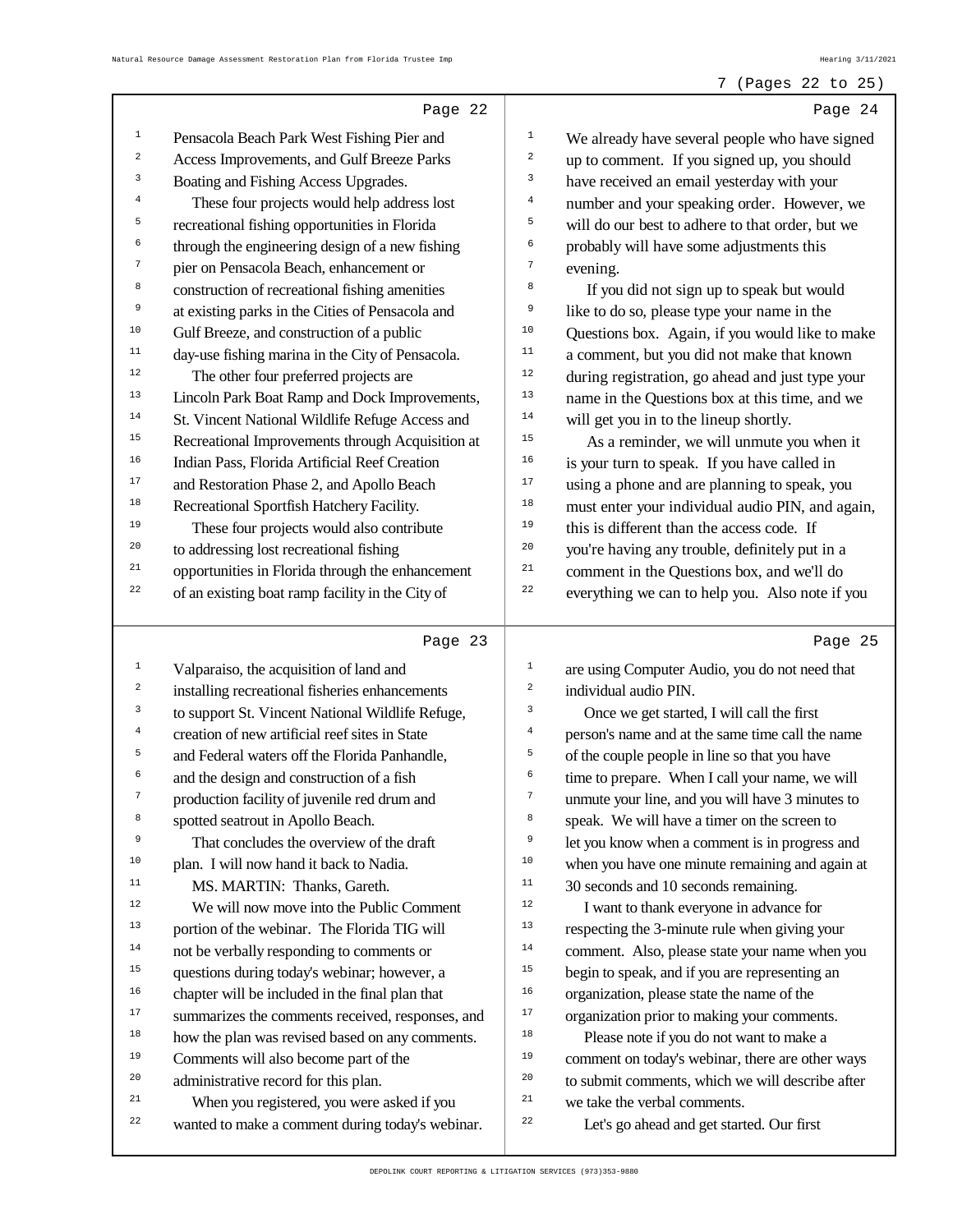Page 22

Pensacola Beach Park West Fishing Pier and Access Improvements, and Gulf Breeze Parks Boating and Fishing Access Upgrades.

These four projects would help address lost recreational fishing opportunities in Florida through the engineering design of a new fishing pier on Pensacola Beach, enhancement or construction of recreational fishing amenities at existing parks in the Cities of Pensacola and Gulf Breeze, and construction of a public day-use fishing marina in the City of Pensacola.

The other four preferred projects are Lincoln Park Boat Ramp and Dock Improvements, St. Vincent National Wildlife Refuge Access and Recreational Improvements through Acquisition at Indian Pass, Florida Artificial Reef Creation and Restoration Phase 2, and Apollo Beach Recreational Sportfish Hatchery Facility.

These four projects would also contribute to addressing lost recreational fishing opportunities in Florida through the enhancement of an existing boat ramp facility in the City of

Page 23

Valparaiso, the acquisition of land and installing recreational fisheries enhancements to support St. Vincent National Wildlife Refuge, creation of new artificial reef sites in State and Federal waters off the Florida Panhandle, and the design and construction of a fish production facility of juvenile red drum and spotted seatrout in Apollo Beach.

That concludes the overview of the draft plan. I will now hand it back to Nadia.

MS. MARTIN: Thanks, Gareth.

We will now move into the Public Comment portion of the webinar. The Florida TIG will not be verbally responding to comments or questions during today's webinar; however, a chapter will be included in the final plan that summarizes the comments received, responses, and how the plan was revised based on any comments. Comments will also become part of the administrative record for this plan.

When you registered, you were asked if you wanted to make a comment during today's webinar.

Page 24

We already have several people who have signed up to comment. If you signed up, you should have received an email yesterday with your number and your speaking order. However, we will do our best to adhere to that order, but we probably will have some adjustments this evening.

If you did not sign up to speak but would like to do so, please type your name in the Questions box. Again, if you would like to make a comment, but you did not make that known during registration, go ahead and just type your name in the Questions box at this time, and we will get you in to the lineup shortly.

As a reminder, we will unmute you when it is your turn to speak. If you have called in using a phone and are planning to speak, you must enter your individual audio PIN, and again, this is different than the access code. If you're having any trouble, definitely put in a comment in the Questions box, and we'll do everything we can to help you. Also note if you

Page 25

are using Computer Audio, you do not need that individual audio PIN.

Once we get started, I will call the first person's name and at the same time call the name of the couple people in line so that you have time to prepare. When I call your name, we will unmute your line, and you will have 3 minutes to speak. We will have a timer on the screen to let you know when a comment is in progress and when you have one minute remaining and again at 30 seconds and 10 seconds remaining.

I want to thank everyone in advance for respecting the 3-minute rule when giving your comment. Also, please state your name when you begin to speak, and if you are representing an organization, please state the name of the organization prior to making your comments.

Please note if you do not want to make a comment on today's webinar, there are other ways to submit comments, which we will describe after we take the verbal comments.

Let's go ahead and get started. Our first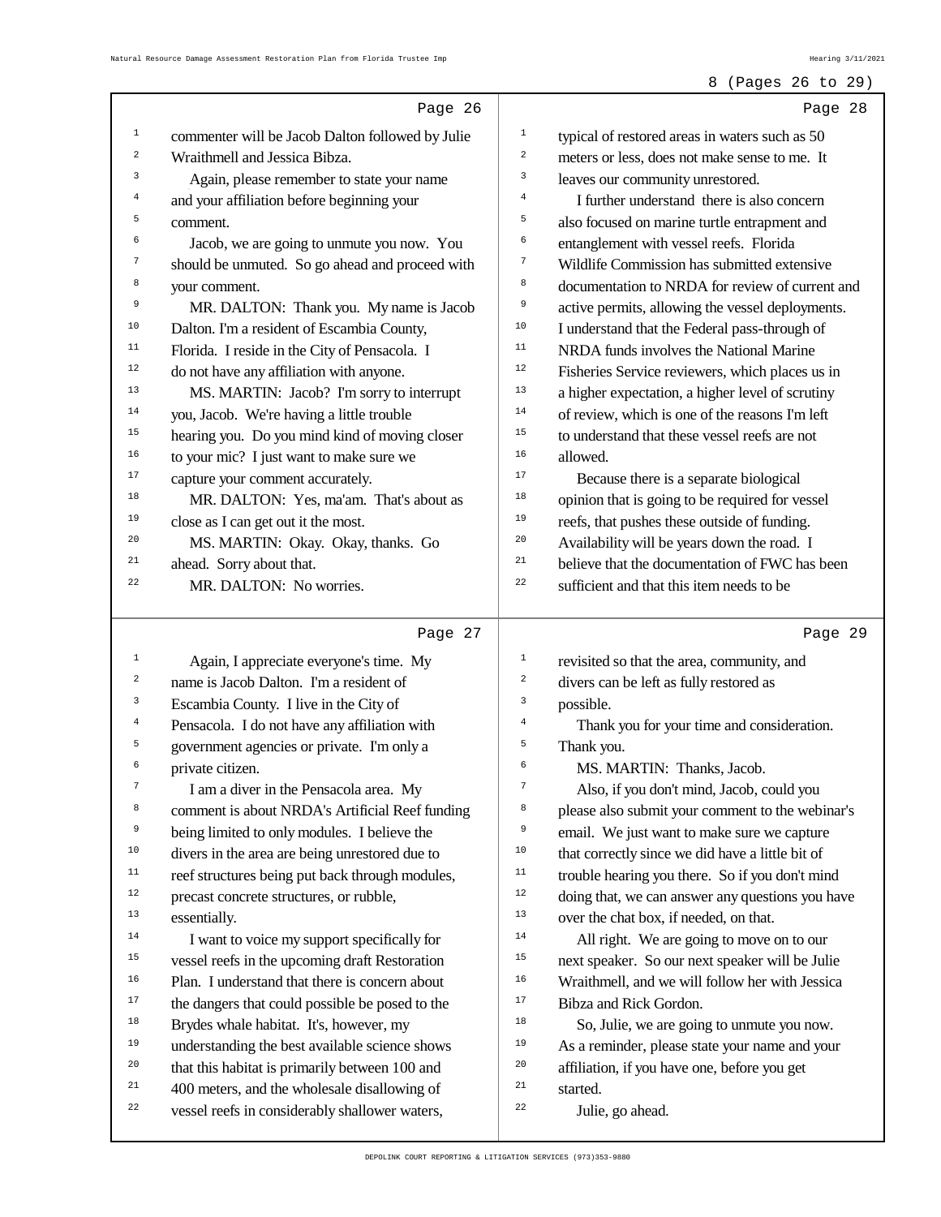commenter will be Jacob Dalton followed by Julie Wraithmell and Jessica Bibza.

Again, please remember to state your name and your affiliation before beginning your comment.

Jacob, we are going to unmute you now. You should be unmuted. So go ahead and proceed with your comment.

MR. DALTON: Thank you. My name is Jacob Dalton. I'm a resident of Escambia County, Florida. I reside in the City of Pensacola. I do not have any affiliation with anyone.

MS. MARTIN: Jacob? I'm sorry to interrupt you, Jacob. We're having a little trouble hearing you. Do you mind kind of moving closer to your mic? I just want to make sure we capture your comment accurately.

MR. DALTON: Yes, ma'am. That's about as close as I can get out it the most.

MS. MARTIN: Okay. Okay, thanks. Go ahead. Sorry about that.

MR. DALTON: No worries.

Again, I appreciate everyone's time. My name is Jacob Dalton. I'm a resident of Escambia County. I live in the City of Pensacola. I do not have any affiliation with government agencies or private. I'm only a private citizen.

I am a diver in the Pensacola area. My comment is about NRDA's Artificial Reef funding being limited to only modules. I believe the divers in the area are being unrestored due to reef structures being put back through modules, precast concrete structures, or rubble, essentially.

I want to voice my support specifically for vessel reefs in the upcoming draft Restoration Plan. I understand that there is concern about the dangers that could possible be posed to the Brydes whale habitat. It's, however, my understanding the best available science shows that this habitat is primarily between 100 and 400 meters, and the wholesale disallowing of vessel reefs in considerably shallower waters, typical of restored areas in waters such as 50 meters or less, does not make sense to me. It leaves our community unrestored.

I further understand there is also concern also focused on marine turtle entrapment and entanglement with vessel reefs. Florida Wildlife Commission has submitted extensive documentation to NRDA for review of current and active permits, allowing the vessel deployments. I understand that the Federal pass-through of NRDA funds involves the National Marine Fisheries Service reviewers, which places us in a higher expectation, a higher level of scrutiny of review, which is one of the reasons I'm left to understand that these vessel reefs are not allowed.

Because there is a separate biological opinion that is going to be required for vessel reefs, that pushes these outside of funding. Availability will be years down the road. I believe that the documentation of FWC has been sufficient and that this item needs to be revisited so that the area, community, and divers can be left as fully restored as possible.

Thank you for your time and consideration. Thank you.

MS. MARTIN: Thanks, Jacob.

Also, if you don't mind, Jacob, could you please also submit your comment to the webinar's email. We just want to make sure we capture that correctly since we did have a little bit of trouble hearing you there. So if you don't mind doing that, we can answer any questions you have over the chat box, if needed, on that.

All right. We are going to move on to our next speaker. So our next speaker will be Julie Wraithmell, and we will follow her with Jessica Bibza and Rick Gordon.

So, Julie, we are going to unmute you now. As a reminder, please state your name and your affiliation, if you have one, before you get started.

Julie, go ahead.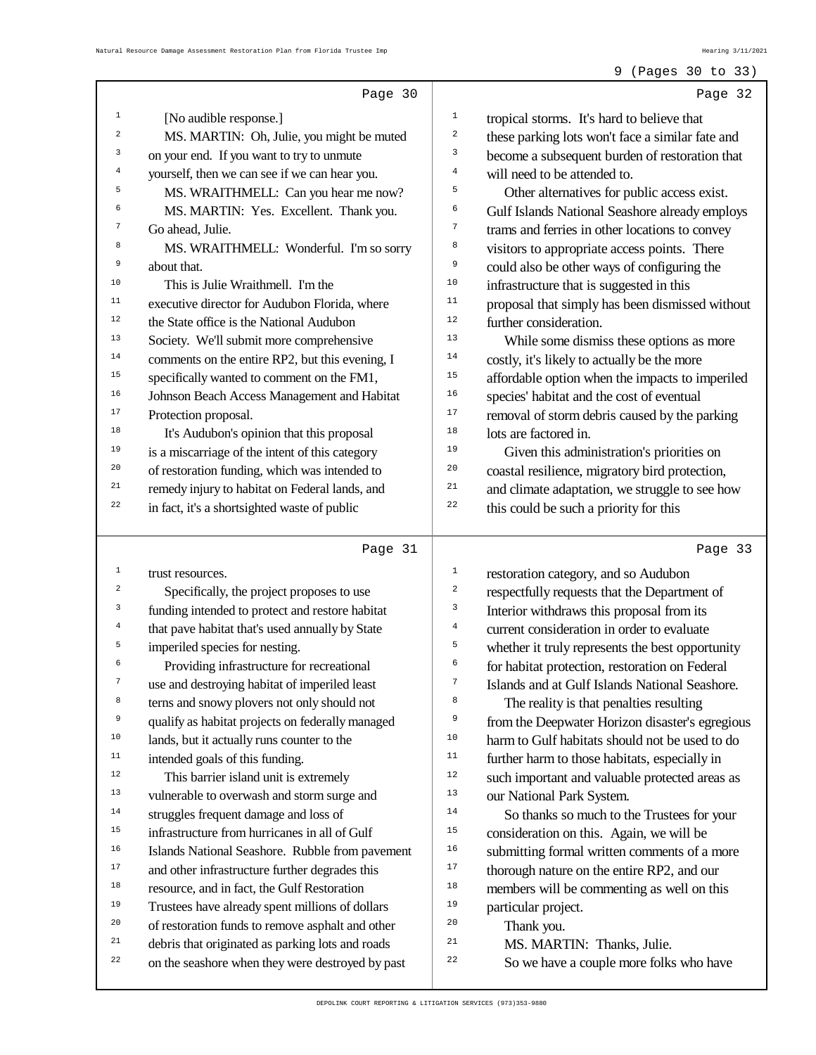[No audible response.]

MS. MARTIN: Oh, Julie, you might be muted on your end. If you want to try to unmute yourself, then we can see if we can hear you.

MS. WRAITHMELL: Can you hear me now?

MS. MARTIN: Yes. Excellent. Thank you. Go ahead, Julie.

MS. WRAITHMELL: Wonderful. I'm so sorry about that.

This is Julie Wraithmell. I'm the executive director for Audubon Florida, where the State office is the National Audubon Society. We'll submit more comprehensive comments on the entire RP2, but this evening, I specifically wanted to comment on the FM1, Johnson Beach Access Management and Habitat Protection proposal.

It's Audubon's opinion that this proposal is a miscarriage of the intent of this category of restoration funding, which was intended to remedy injury to habitat on Federal lands, and in fact, it's a shortsighted waste of public trust resources.

Specifically, the project proposes to use funding intended to protect and restore habitat that pave habitat that's used annually by State imperiled species for nesting.

Providing infrastructure for recreational use and destroying habitat of imperiled least terns and snowy plovers not only should not qualify as habitat projects on federally managed lands, but it actually runs counter to the intended goals of this funding.

This barrier island unit is extremely vulnerable to overwash and storm surge and struggles frequent damage and loss of infrastructure from hurricanes in all of Gulf Islands National Seashore. Rubble from pavement and other infrastructure further degrades this resource, and in fact, the Gulf Restoration Trustees have already spent millions of dollars of restoration funds to remove asphalt and other debris that originated as parking lots and roads on the seashore when they were destroyed by past tropical storms. It's hard to believe that these parking lots won't face a similar fate and become a subsequent burden of restoration that will need to be attended to.

Other alternatives for public access exist. Gulf Islands National Seashore already employs trams and ferries in other locations to convey visitors to appropriate access points. There could also be other ways of configuring the infrastructure that is suggested in this proposal that simply has been dismissed without further consideration.

While some dismiss these options as more costly, it's likely to actually be the more affordable option when the impacts to imperiled species' habitat and the cost of eventual removal of storm debris caused by the parking lots are factored in.

Given this administration's priorities on coastal resilience, migratory bird protection, and climate adaptation, we struggle to see how this could be such a priority for this restoration category, and so Audubon respectfully requests that the Department of Interior withdraws this proposal from its current consideration in order to evaluate whether it truly represents the best opportunity for habitat protection, restoration on Federal Islands and at Gulf Islands National Seashore.

The reality is that penalties resulting from the Deepwater Horizon disaster's egregious harm to Gulf habitats should not be used to do further harm to those habitats, especially in such important and valuable protected areas as our National Park System.

So thanks so much to the Trustees for your consideration on this. Again, we will be submitting formal written comments of a more thorough nature on the entire RP2, and our members will be commenting as well on this particular project.

Thank you.

MS. MARTIN: Thanks, Julie.

So we have a couple more folks who have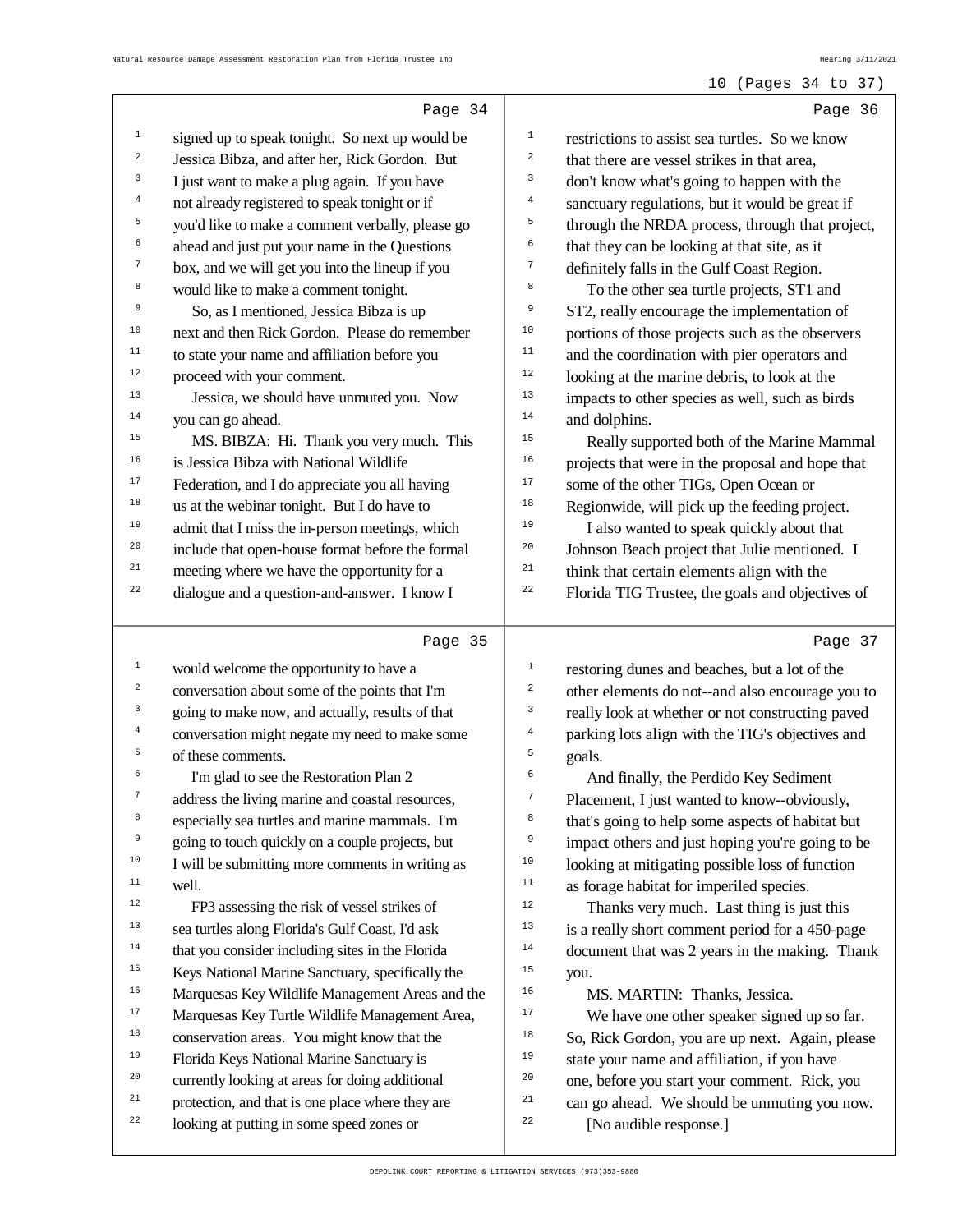Page 34

signed up to speak tonight. So next up would be Jessica Bibza, and after her, Rick Gordon. But I just want to make a plug again. If you have not already registered to speak tonight or if you'd like to make a comment verbally, please go ahead and just put your name in the Questions box, and we will get you into the lineup if you would like to make a comment tonight.

So, as I mentioned, Jessica Bibza is up next and then Rick Gordon. Please do remember to state your name and affiliation before you proceed with your comment.

Jessica, we should have unmuted you. Now you can go ahead.

MS. BIBZA: Hi. Thank you very much. This is Jessica Bibza with National Wildlife Federation, and I do appreciate you all having us at the webinar tonight. But I do have to admit that I miss the in-person meetings, which include that open-house format before the formal meeting where we have the opportunity for a dialogue and a question-and-answer. I know I

Page 35

would welcome the opportunity to have a conversation about some of the points that I'm going to make now, and actually, results of that conversation might negate my need to make some of these comments.

I'm glad to see the Restoration Plan 2 address the living marine and coastal resources, especially sea turtles and marine mammals. I'm going to touch quickly on a couple projects, but I will be submitting more comments in writing as well.

FP3 assessing the risk of vessel strikes of sea turtles along Florida's Gulf Coast, I'd ask that you consider including sites in the Florida Keys National Marine Sanctuary, specifically the Marquesas Key Wildlife Management Areas and the Marquesas Key Turtle Wildlife Management Area, conservation areas. You might know that the Florida Keys National Marine Sanctuary is currently looking at areas for doing additional protection, and that is one place where they are looking at putting in some speed zones or

Page 36

restrictions to assist sea turtles. So we know that there are vessel strikes in that area, don't know what's going to happen with the sanctuary regulations, but it would be great if through the NRDA process, through that project, that they can be looking at that site, as it definitely falls in the Gulf Coast Region.

To the other sea turtle projects, ST1 and ST2, really encourage the implementation of portions of those projects such as the observers and the coordination with pier operators and looking at the marine debris, to look at the impacts to other species as well, such as birds and dolphins.

Really supported both of the Marine Mammal projects that were in the proposal and hope that some of the other TIGs, Open Ocean or Regionwide, will pick up the feeding project.

I also wanted to speak quickly about that Johnson Beach project that Julie mentioned. I think that certain elements align with the Florida TIG Trustee, the goals and objectives of

Page 37

restoring dunes and beaches, but a lot of the other elements do not--and also encourage you to really look at whether or not constructing paved parking lots align with the TIG's objectives and goals.

And finally, the Perdido Key Sediment Placement, I just wanted to know--obviously, that's going to help some aspects of habitat but impact others and just hoping you're going to be looking at mitigating possible loss of function as forage habitat for imperiled species.

Thanks very much. Last thing is just this is a really short comment period for a 450-page document that was 2 years in the making. Thank you.

MS. MARTIN: Thanks, Jessica.

We have one other speaker signed up so far. So, Rick Gordon, you are up next. Again, please state your name and affiliation, if you have one, before you start your comment. Rick, you can go ahead. We should be unmuting you now.

[No audible response.]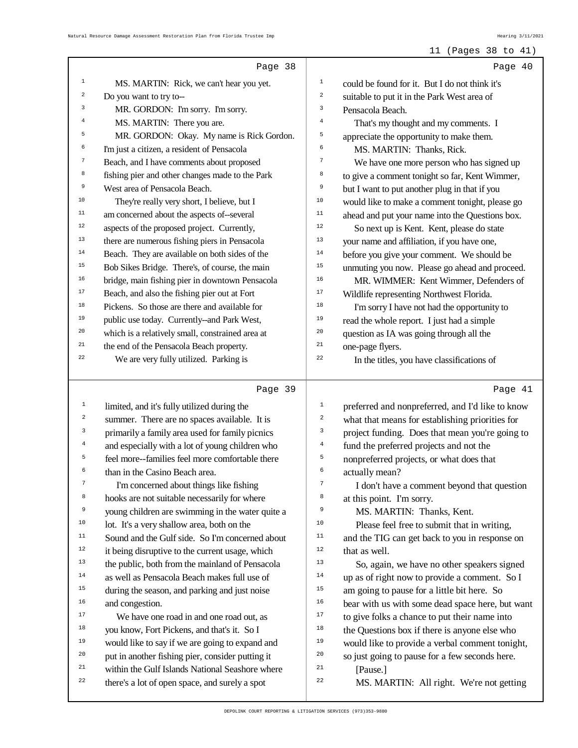## Page 38

MS. MARTIN: Rick, we can't hear you yet. Do you want to try to--

MR. GORDON: I'm sorry. I'm sorry.

MS. MARTIN: There you are.

MR. GORDON: Okay. My name is Rick Gordon. I'm just a citizen, a resident of Pensacola Beach, and I have comments about proposed fishing pier and other changes made to the Park West area of Pensacola Beach.

They're really very short, I believe, but I am concerned about the aspects of--several aspects of the proposed project. Currently, there are numerous fishing piers in Pensacola Beach. They are available on both sides of the Bob Sikes Bridge. There's, of course, the main bridge, main fishing pier in downtown Pensacola Beach, and also the fishing pier out at Fort Pickens. So those are there and available for public use today. Currently--and Park West, which is a relatively small, constrained area at the end of the Pensacola Beach property.

We are very fully utilized. Parking is

## Page 39

limited, and it's fully utilized during the summer. There are no spaces available. It is primarily a family area used for family picnics and especially with a lot of young children who feel more--families feel more comfortable there than in the Casino Beach area.

I'm concerned about things like fishing hooks are not suitable necessarily for where young children are swimming in the water quite a lot. It's a very shallow area, both on the Sound and the Gulf side. So I'm concerned about it being disruptive to the current usage, which the public, both from the mainland of Pensacola as well as Pensacola Beach makes full use of during the season, and parking and just noise and congestion.

We have one road in and one road out, as you know, Fort Pickens, and that's it. So I would like to say if we are going to expand and put in another fishing pier, consider putting it within the Gulf Islands National Seashore where there's a lot of open space, and surely a spot

## Page 40

could be found for it. But I do not think it's suitable to put it in the Park West area of Pensacola Beach.

That's my thought and my comments. I appreciate the opportunity to make them.

MS. MARTIN: Thanks, Rick.

We have one more person who has signed up to give a comment tonight so far, Kent Wimmer, but I want to put another plug in that if you would like to make a comment tonight, please go ahead and put your name into the Questions box.

So next up is Kent. Kent, please do state your name and affiliation, if you have one, before you give your comment. We should be unmuting you now. Please go ahead and proceed.

MR. WIMMER: Kent Wimmer, Defenders of Wildlife representing Northwest Florida.

I'm sorry I have not had the opportunity to read the whole report. I just had a simple question as IA was going through all the one-page flyers.

In the titles, you have classifications of

## Page 41

preferred and nonpreferred, and I'd like to know what that means for establishing priorities for project funding. Does that mean you're going to fund the preferred projects and not the nonpreferred projects, or what does that actually mean?

I don't have a comment beyond that question at this point. I'm sorry.

MS. MARTIN: Thanks, Kent.

Please feel free to submit that in writing, and the TIG can get back to you in response on that as well.

So, again, we have no other speakers signed up as of right now to provide a comment. So I am going to pause for a little bit here. So bear with us with some dead space here, but want to give folks a chance to put their name into the Questions box if there is anyone else who would like to provide a verbal comment tonight, so just going to pause for a few seconds here.

[Pause.]

MS. MARTIN: All right. We're not getting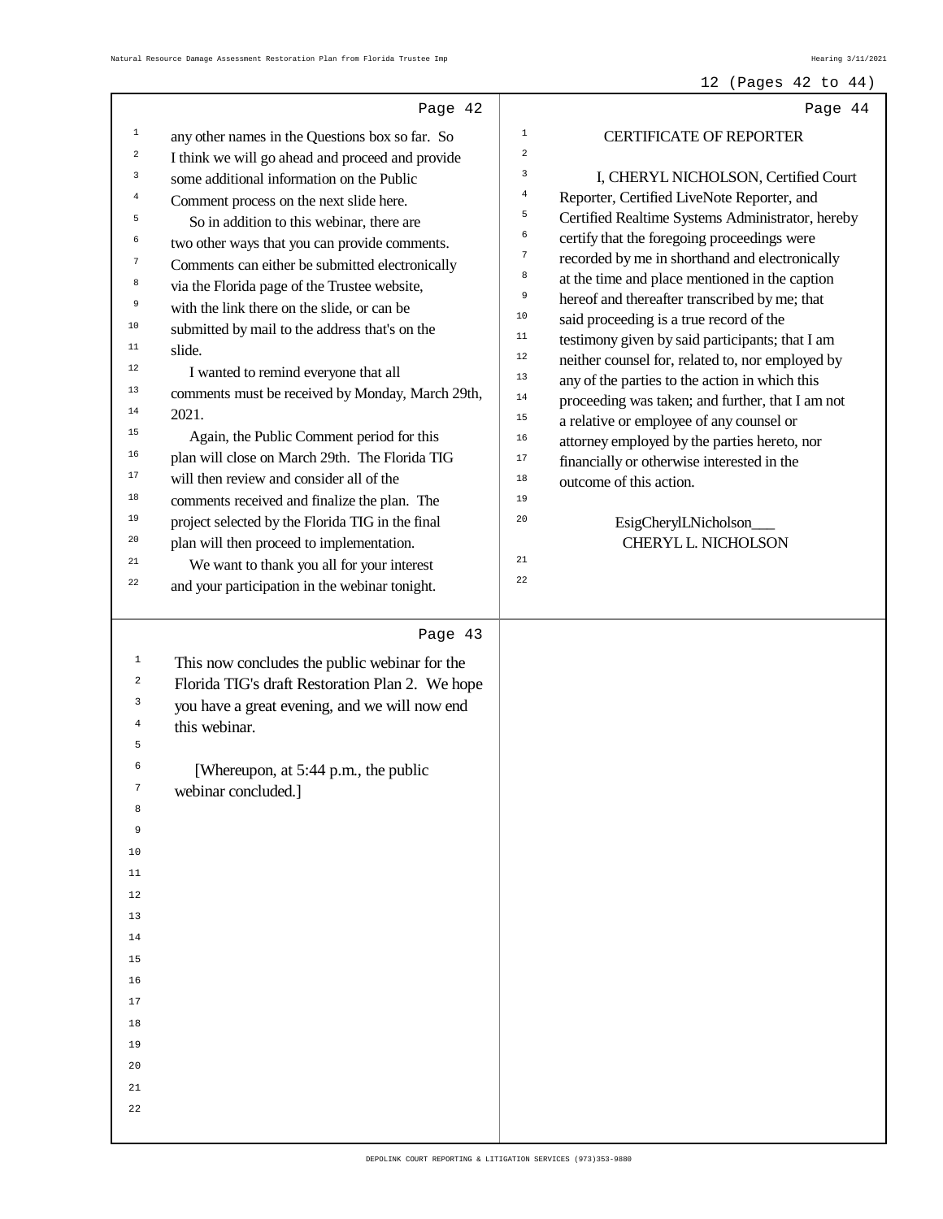Page 42

any other names in the Questions box so far. So I think we will go ahead and proceed and provide some additional information on the Public Comment process on the next slide here.

So in addition to this webinar, there are two other ways that you can provide comments. Comments can either be submitted electronically via the Florida page of the Trustee website, with the link there on the slide, or can be submitted by mail to the address that's on the slide.

I wanted to remind everyone that all comments must be received by Monday, March 29th, 2021.

Again, the Public Comment period for this plan will close on March 29th. The Florida TIG will then review and consider all of the comments received and finalize the plan. The project selected by the Florida TIG in the final plan will then proceed to implementation.

We want to thank you all for your interest and your participation in the webinar tonight.

Page 43

This now concludes the public webinar for the Florida TIG's draft Restoration Plan 2. We hope you have a great evening, and we will now end this webinar.

[Whereupon, at 5:44 p.m., the public webinar concluded.]

Page 44

CERTIFICATE OF REPORTER

I, CHERYL NICHOLSON, Certified Court Reporter, Certified LiveNote Reporter, and Certified Realtime Systems Administrator, hereby certify that the foregoing proceedings were recorded by me in shorthand and electronically at the time and place mentioned in the caption hereof and thereafter transcribed by me; that said proceeding is a true record of the testimony given by said participants; that I am neither counsel for, related to, nor employed by any of the parties to the action in which this proceeding was taken; and further, that I am not a relative or employee of any counsel or attorney employed by the parties hereto, nor financially or otherwise interested in the outcome of this action.

EsigCherylLNicholson___
CHERYL L. NICHOLSON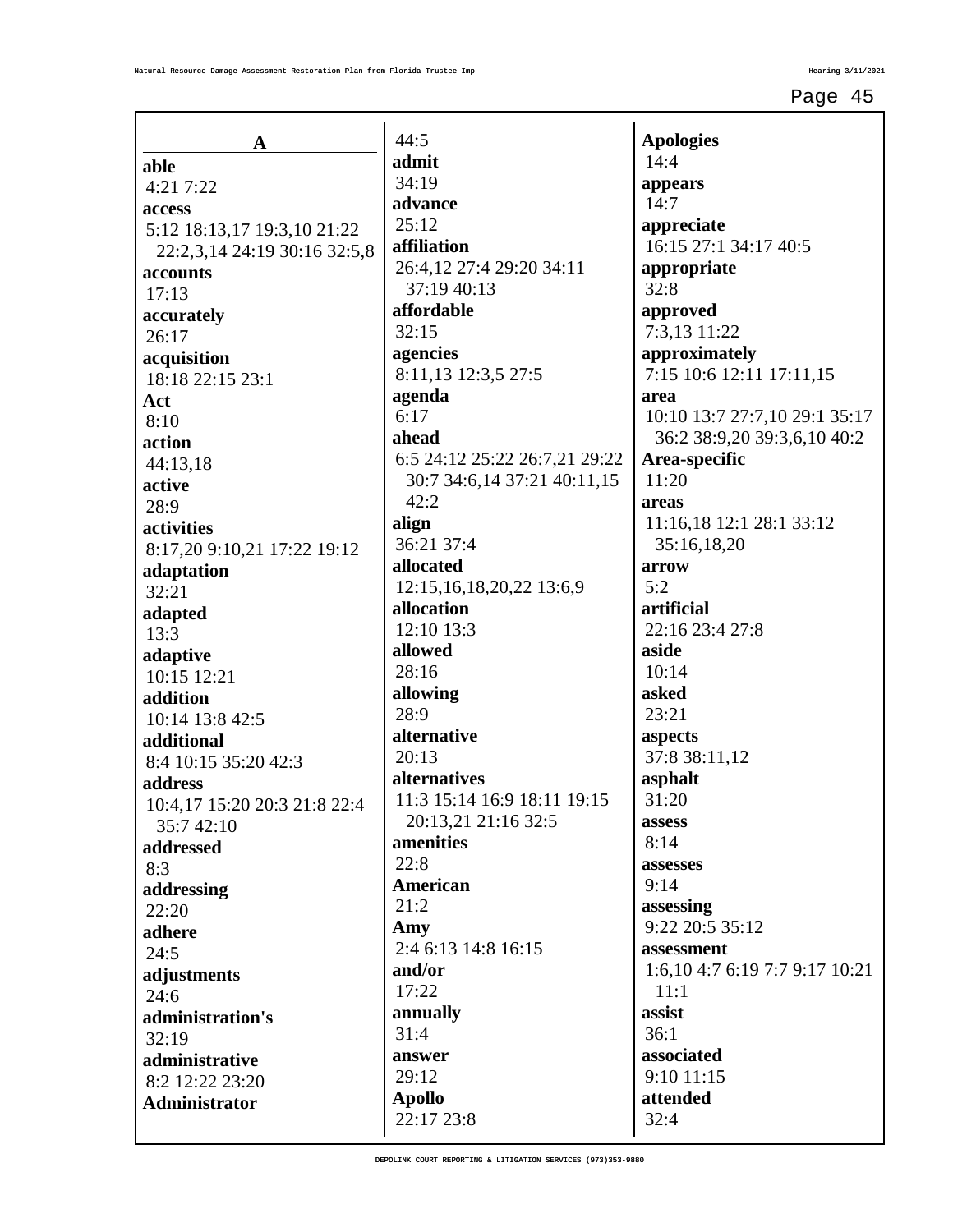## A

**able**
4:21 7:22

**access**
5:12 18:13,17 19:3,10 21:22 22:2,3,14 24:19 30:16 32:5,8

**accounts**
17:13

**accurately**
26:17

**acquisition**
18:18 22:15 23:1

**Act**
8:10

**action**
44:13,18

**active**
28:9

**activities**
8:17,20 9:10,21 17:22 19:12

**adaptation**
32:21

**adapted**
13:3

**adaptive**
10:15 12:21

**addition**
10:14 13:8 42:5

**additional**
8:4 10:15 35:20 42:3

**address**
10:4,17 15:20 20:3 21:8 22:4 35:7 42:10

**addressed**
8:3

**addressing**
22:20

**adhere**
24:5

**adjustments**
24:6

**administration's**
32:19

**administrative**
8:2 12:22 23:20

**Administrator**
44:5

**admit**
34:19

**advance**
25:12

**affiliation**
26:4,12 27:4 29:20 34:11 37:19 40:13

**affordable**
32:15

**agencies**
8:11,13 12:3,5 27:5

**agenda**
6:17

**ahead**
6:5 24:12 25:22 26:7,21 29:22 30:7 34:6,14 37:21 40:11,15 42:2

**align**
36:21 37:4

**allocated**
12:15,16,18,20,22 13:6,9

**allocation**
12:10 13:3

**allowed**
28:16

**allowing**
28:9

**alternative**
20:13

**alternatives**
11:3 15:14 16:9 18:11 19:15 20:13,21 21:16 32:5

**amenities**
22:8

**American**
21:2

**Amy**
2:4 6:13 14:8 16:15

**and/or**
17:22

**annually**
31:4

**answer**
29:12

**Apollo**
22:17 23:8

**Apologies**
14:4

**appears**
14:7

**appreciate**
16:15 27:1 34:17 40:5

**appropriate**
32:8

**approved**
7:3,13 11:22

**approximately**
7:15 10:6 12:11 17:11,15

**area**
10:10 13:7 27:7,10 29:1 35:17 36:2 38:9,20 39:3,6,10 40:2

**Area-specific**
11:20

**areas**
11:16,18 12:1 28:1 33:12 35:16,18,20

**arrow**
5:2

**artificial**
22:16 23:4 27:8

**aside**
10:14

**asked**
23:21

**aspects**
37:8 38:11,12

**asphalt**
31:20

**assess**
8:14

**assesses**
9:14

**assessing**
9:22 20:5 35:12

**assessment**
1:6,10 4:7 6:19 7:7 9:17 10:21 11:1

**assist**
36:1

**associated**
9:10 11:15

**attended**
32:4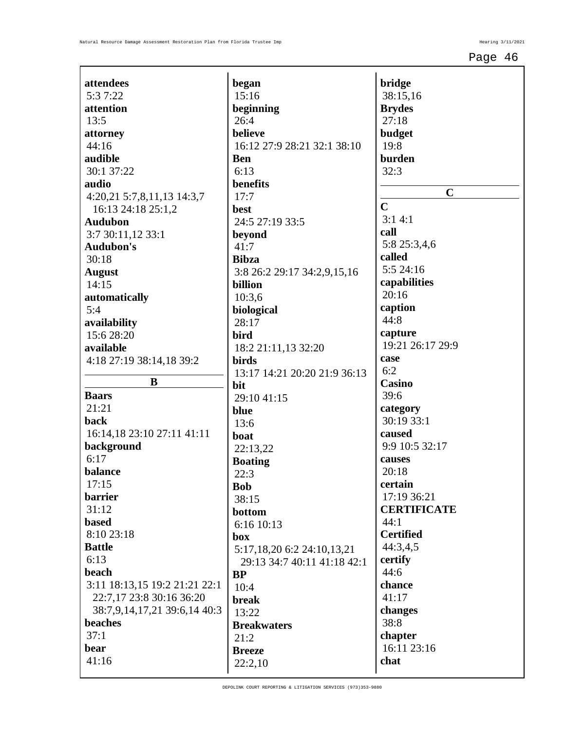**attendees**
5:3 7:22

**attention**
13:5

**attorney**
44:16

**audible**
30:1 37:22

**audio**
4:20,21 5:7,8,11,13 14:3,7 16:13 24:18 25:1,2

**Audubon**
3:7 30:11,12 33:1

**Audubon's**
30:18

**August**
14:15

**automatically**
5:4

**availability**
15:6 28:20

**available**
4:18 27:19 38:14,18 39:2

### B

**Baars**
21:21

**back**
16:14,18 23:10 27:11 41:11

**background**
6:17

**balance**
17:15

**barrier**
31:12

**based**
8:10 23:18

**Battle**
6:13

**beach**
3:11 18:13,15 19:2 21:21 22:1 22:7,17 23:8 30:16 36:20 38:7,9,14,17,21 39:6,14 40:3

**beaches**
37:1

**bear**
41:16

**began**
15:16

**beginning**
26:4

**believe**
16:12 27:9 28:21 32:1 38:10

**Ben**
6:13

**benefits**
17:7

**best**
24:5 27:19 33:5

**beyond**
41:7

**Bibza**
3:8 26:2 29:17 34:2,9,15,16

**billion**
10:3,6

**biological**
28:17

**bird**
18:2 21:11,13 32:20

**birds**
13:17 14:21 20:20 21:9 36:13

**bit**
29:10 41:15

**blue**
13:6

**boat**
22:13,22

**Boating**
22:3

**Bob**
38:15

**bottom**
6:16 10:13

**box**
5:17,18,20 6:2 24:10,13,21 29:13 34:7 40:11 41:18 42:1

**BP**
10:4

**break**
13:22

**Breakwaters**
21:2

**Breeze**
22:2,10

**bridge**
38:15,16

**Brydes**
27:18

**budget**
19:8

**burden**
32:3

### C

**C**
3:1 4:1

**call**
5:8 25:3,4,6

**called**
5:5 24:16

**capabilities**
20:16

**caption**
44:8

**capture**
19:21 26:17 29:9

**case**
6:2

**Casino**
39:6

**category**
30:19 33:1

**caused**
9:9 10:5 32:17

**causes**
20:18

**certain**
17:19 36:21

**CERTIFICATE**
44:1

**Certified**
44:3,4,5

**certify**
44:6

**chance**
41:17

**changes**
38:8

**chapter**
16:11 23:16

**chat**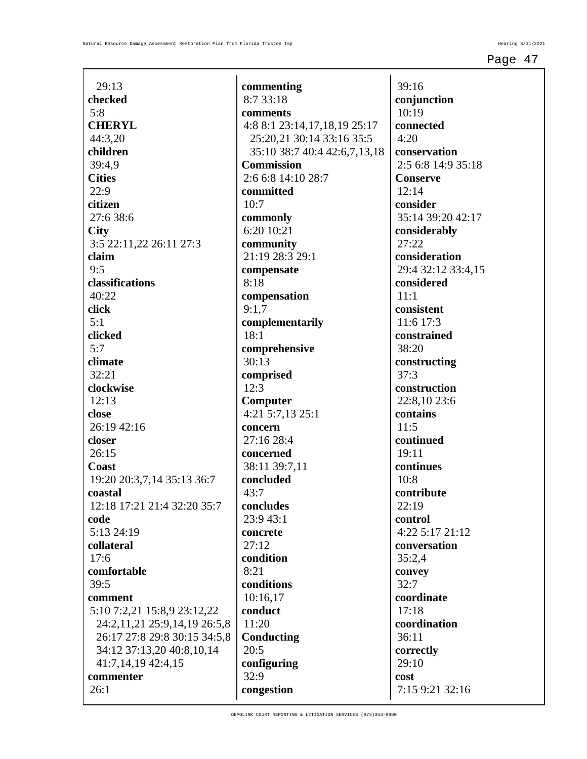29:13
**checked**
5:8
**CHERYL**
44:3,20
**children**
39:4,9
**Cities**
22:9
**citizen**
27:6 38:6
**City**
3:5 22:11,22 26:11 27:3
**claim**
9:5
**classifications**
40:22
**click**
5:1
**clicked**
5:7
**climate**
32:21
**clockwise**
12:13
**close**
26:19 42:16
**closer**
26:15
**Coast**
19:20 20:3,7,14 35:13 36:7
**coastal**
12:18 17:21 21:4 32:20 35:7
**code**
5:13 24:19
**collateral**
17:6
**comfortable**
39:5
**comment**
5:10 7:2,21 15:8,9 23:12,22 24:2,11,21 25:9,14,19 26:5,8 26:17 27:8 29:8 30:15 34:5,8 34:12 37:13,20 40:8,10,14 41:7,14,19 42:4,15
**commenter**
26:1
**commenting**
8:7 33:18
**comments**
4:8 8:1 23:14,17,18,19 25:17 25:20,21 30:14 33:16 35:5 35:10 38:7 40:4 42:6,7,13,18
**Commission**
2:6 6:8 14:10 28:7
**committed**
10:7
**commonly**
6:20 10:21
**community**
21:19 28:3 29:1
**compensate**
8:18
**compensation**
9:1,7
**complementarily**
18:1
**comprehensive**
30:13
**comprised**
12:3
**Computer**
4:21 5:7,13 25:1
**concern**
27:16 28:4
**concerned**
38:11 39:7,11
**concluded**
43:7
**concludes**
23:9 43:1
**concrete**
27:12
**condition**
8:21
**conditions**
10:16,17
**conduct**
11:20
**Conducting**
20:5
**configuring**
32:9
**congestion**
39:16
**conjunction**
10:19
**connected**
4:20
**conservation**
2:5 6:8 14:9 35:18
**Conserve**
12:14
**consider**
35:14 39:20 42:17
**considerably**
27:22
**consideration**
29:4 32:12 33:4,15
**considered**
11:1
**consistent**
11:6 17:3
**constrained**
38:20
**constructing**
37:3
**construction**
22:8,10 23:6
**contains**
11:5
**continued**
19:11
**continues**
10:8
**contribute**
22:19
**control**
4:22 5:17 21:12
**conversation**
35:2,4
**convey**
32:7
**coordinate**
17:18
**coordination**
36:11
**correctly**
29:10
**cost**
7:15 9:21 32:16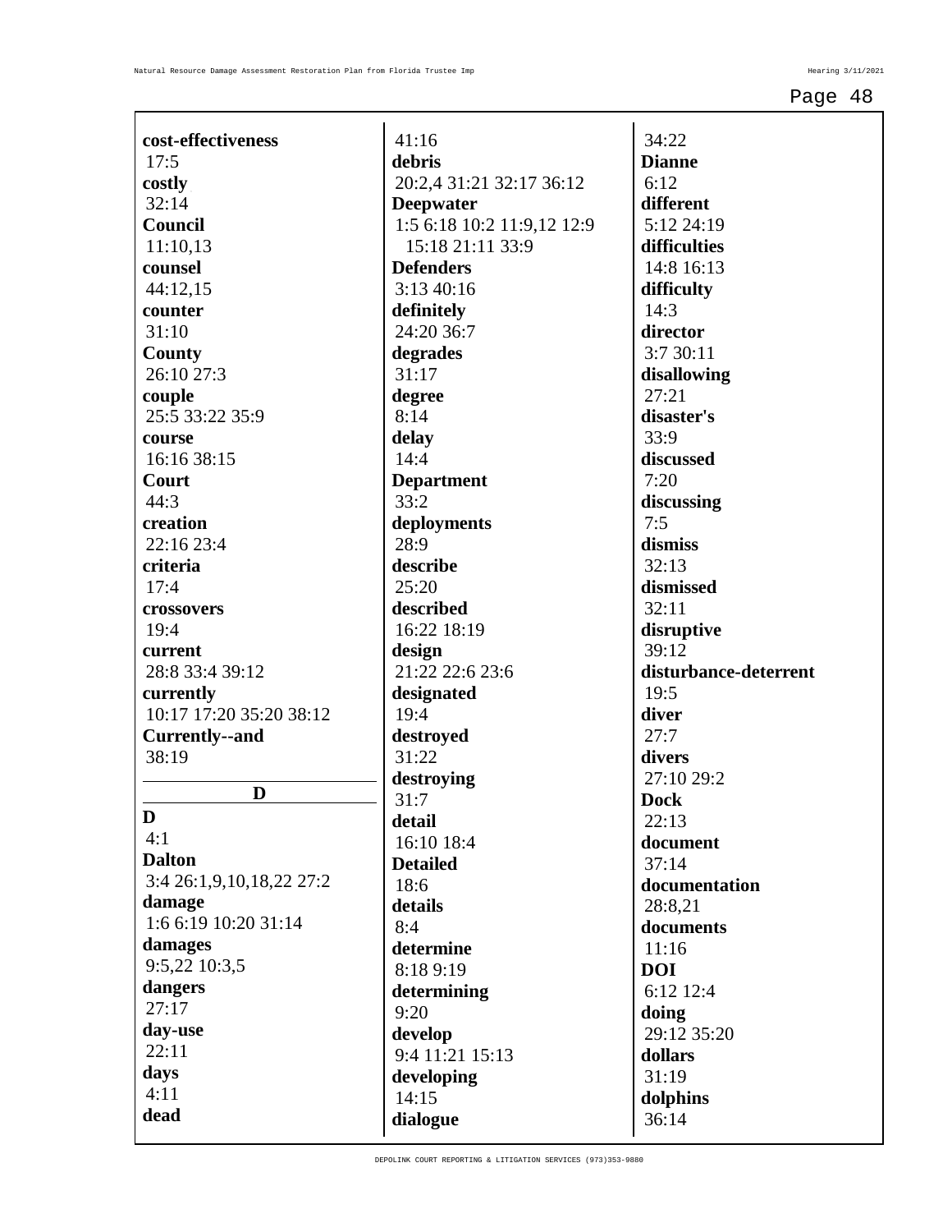**cost-effectiveness**
17:5
**costly**
32:14
**Council**
11:10,13
**counsel**
44:12,15
**counter**
31:10
**County**
26:10 27:3
**couple**
25:5 33:22 35:9
**course**
16:16 38:15
**Court**
44:3
**creation**
22:16 23:4
**criteria**
17:4
**crossovers**
19:4
**current**
28:8 33:4 39:12
**currently**
10:17 17:20 35:20 38:12
**Currently--and**
38:19

## D

**D**
4:1
**Dalton**
3:4 26:1,9,10,18,22 27:2
**damage**
1:6 6:19 10:20 31:14
**damages**
9:5,22 10:3,5
**dangers**
27:17
**day-use**
22:11
**days**
4:11
**dead**
41:16
**debris**
20:2,4 31:21 32:17 36:12
**Deepwater**
1:5 6:18 10:2 11:9,12 12:9 15:18 21:11 33:9
**Defenders**
3:13 40:16
**definitely**
24:20 36:7
**degrades**
31:17
**degree**
8:14
**delay**
14:4
**Department**
33:2
**deployments**
28:9
**describe**
25:20
**described**
16:22 18:19
**design**
21:22 22:6 23:6
**designated**
19:4
**destroyed**
31:22
**destroying**
31:7
**detail**
16:10 18:4
**Detailed**
18:6
**details**
8:4
**determine**
8:18 9:19
**determining**
9:20
**develop**
9:4 11:21 15:13
**developing**
14:15
**dialogue**
34:22
**Dianne**
6:12
**different**
5:12 24:19
**difficulties**
14:8 16:13
**difficulty**
14:3
**director**
3:7 30:11
**disallowing**
27:21
**disaster's**
33:9
**discussed**
7:20
**discussing**
7:5
**dismiss**
32:13
**dismissed**
32:11
**disruptive**
39:12
**disturbance-deterrent**
19:5
**diver**
27:7
**divers**
27:10 29:2
**Dock**
22:13
**document**
37:14
**documentation**
28:8,21
**documents**
11:16
**DOI**
6:12 12:4
**doing**
29:12 35:20
**dollars**
31:19
**dolphins**
36:14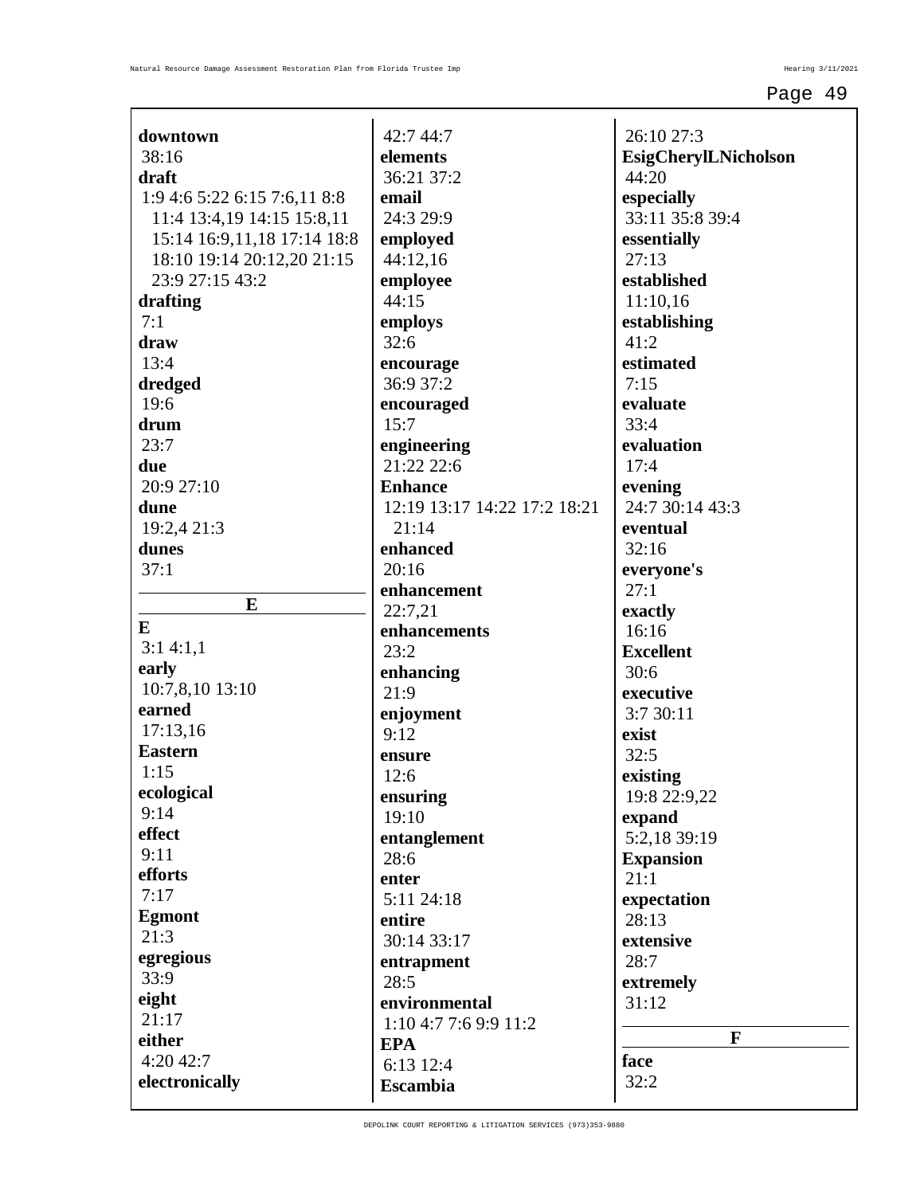**downtown**
38:16
**draft**
1:9 4:6 5:22 6:15 7:6,11 8:8 11:4 13:4,19 14:15 15:8,11 15:14 16:9,11,18 17:14 18:8 18:10 19:14 20:12,20 21:15 23:9 27:15 43:2
**drafting**
7:1
**draw**
13:4
**dredged**
19:6
**drum**
23:7
**due**
20:9 27:10
**dune**
19:2,4 21:3
**dunes**
37:1

**E**

**E**
3:1 4:1,1
**early**
10:7,8,10 13:10
**earned**
17:13,16
**Eastern**
1:15
**ecological**
9:14
**effect**
9:11
**efforts**
7:17
**Egmont**
21:3
**egregious**
33:9
**eight**
21:17
**either**
4:20 42:7
**electronically**
42:7 44:7
**elements**
36:21 37:2
**email**
24:3 29:9
**employed**
44:12,16
**employee**
44:15
**employs**
32:6
**encourage**
36:9 37:2
**encouraged**
15:7
**engineering**
21:22 22:6
**Enhance**
12:19 13:17 14:22 17:2 18:21 21:14
**enhanced**
20:16
**enhancement**
22:7,21
**enhancements**
23:2
**enhancing**
21:9
**enjoyment**
9:12
**ensure**
12:6
**ensuring**
19:10
**entanglement**
28:6
**enter**
5:11 24:18
**entire**
30:14 33:17
**entrapment**
28:5
**environmental**
1:10 4:7 7:6 9:9 11:2
**EPA**
6:13 12:4
**Escambia**
26:10 27:3
**EsigCherylLNicholson**
44:20
**especially**
33:11 35:8 39:4
**essentially**
27:13
**established**
11:10,16
**establishing**
41:2
**estimated**
7:15
**evaluate**
33:4
**evaluation**
17:4
**evening**
24:7 30:14 43:3
**eventual**
32:16
**everyone's**
27:1
**exactly**
16:16
**Excellent**
30:6
**executive**
3:7 30:11
**exist**
32:5
**existing**
19:8 22:9,22
**expand**
5:2,18 39:19
**Expansion**
21:1
**expectation**
28:13
**extensive**
28:7
**extremely**
31:12

**F**

**face**
32:2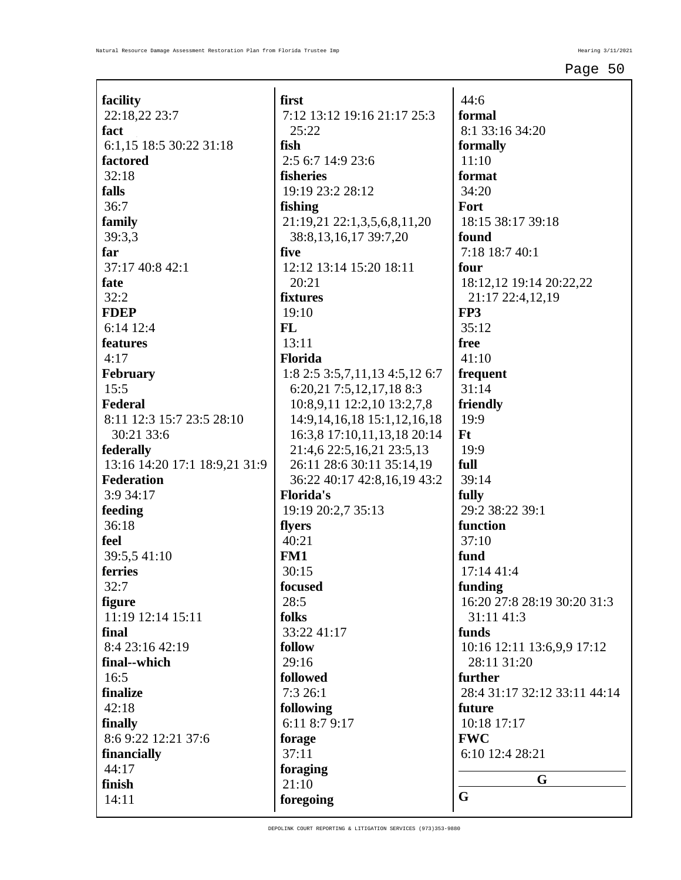**facility**
22:18,22 23:7

**fact**
6:1,15 18:5 30:22 31:18

**factored**
32:18

**falls**
36:7

**family**
39:3,3

**far**
37:17 40:8 42:1

**fate**
32:2

**FDEP**
6:14 12:4

**features**
4:17

**February**
15:5

**Federal**
8:11 12:3 15:7 23:5 28:10 30:21 33:6

**federally**
13:16 14:20 17:1 18:9,21 31:9

**Federation**
3:9 34:17

**feeding**
36:18

**feel**
39:5,5 41:10

**ferries**
32:7

**figure**
11:19 12:14 15:11

**final**
8:4 23:16 42:19

**final--which**
16:5

**finalize**
42:18

**finally**
8:6 9:22 12:21 37:6

**financially**
44:17

**finish**
14:11

**first**
7:12 13:12 19:16 21:17 25:3 25:22

**fish**
2:5 6:7 14:9 23:6

**fisheries**
19:19 23:2 28:12

**fishing**
21:19,21 22:1,3,5,6,8,11,20 38:8,13,16,17 39:7,20

**five**
12:12 13:14 15:20 18:11 20:21

**fixtures**
19:10

**FL**
13:11

**Florida**
1:8 2:5 3:5,7,11,13 4:5,12 6:7 6:20,21 7:5,12,17,18 8:3 10:8,9,11 12:2,10 13:2,7,8 14:9,14,16,18 15:1,12,16,18 16:3,8 17:10,11,13,18 20:14 21:4,6 22:5,16,21 23:5,13 26:11 28:6 30:11 35:14,19 36:22 40:17 42:8,16,19 43:2

**Florida's**
19:19 20:2,7 35:13

**flyers**
40:21

**FM1**
30:15

**focused**
28:5

**folks**
33:22 41:17

**follow**
29:16

**followed**
7:3 26:1

**following**
6:11 8:7 9:17

**forage**
37:11

**foraging**
21:10

**foregoing**
44:6

**formal**
8:1 33:16 34:20

**formally**
11:10

**format**
34:20

**Fort**
18:15 38:17 39:18

**found**
7:18 18:7 40:1

**four**
18:12,12 19:14 20:22,22 21:17 22:4,12,19

**FP3**
35:12

**free**
41:10

**frequent**
31:14

**friendly**
19:9

**Ft**
19:9

**full**
39:14

**fully**
29:2 38:22 39:1

**function**
37:10

**fund**
17:14 41:4

**funding**
16:20 27:8 28:19 30:20 31:3 31:11 41:3

**funds**
10:16 12:11 13:6,9,9 17:12 28:11 31:20

**further**
28:4 31:17 32:12 33:11 44:14

**future**
10:18 17:17

**FWC**
6:10 12:4 28:21

## G

**G**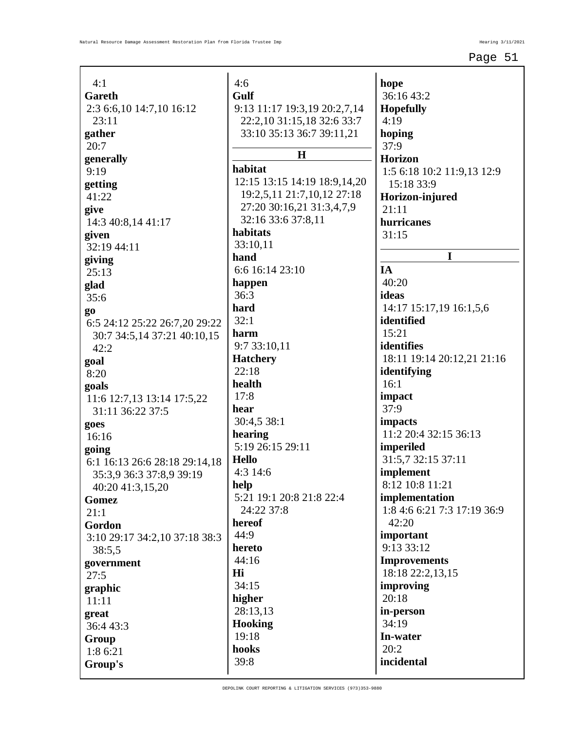4:1

**Gareth**
2:3 6:6,10 14:7,10 16:12 23:11

**gather**
20:7

**generally**
9:19

**getting**
41:22

**give**
14:3 40:8,14 41:17

**given**
32:19 44:11

**giving**
25:13

**glad**
35:6

**go**
6:5 24:12 25:22 26:7,20 29:22 30:7 34:5,14 37:21 40:10,15 42:2

**goal**
8:20

**goals**
11:6 12:7,13 13:14 17:5,22 31:11 36:22 37:5

**goes**
16:16

**going**
6:1 16:13 26:6 28:18 29:14,18 35:3,9 36:3 37:8,9 39:19 40:20 41:3,15,20

**Gomez**
21:1

**Gordon**
3:10 29:17 34:2,10 37:18 38:3 38:5,5

**government**
27:5

**graphic**
11:11

**great**
36:4 43:3

**Group**
1:8 6:21

**Group's**
4:6

**Gulf**
9:13 11:17 19:3,19 20:2,7,14 22:2,10 31:15,18 32:6 33:7 33:10 35:13 36:7 39:11,21

## H

**habitat**
12:15 13:15 14:19 18:9,14,20 19:2,5,11 21:7,10,12 27:18 27:20 30:16,21 31:3,4,7,9 32:16 33:6 37:8,11

**habitats**
33:10,11

**hand**
6:6 16:14 23:10

**happen**
36:3

**hard**
32:1

**harm**
9:7 33:10,11

**Hatchery**
22:18

**health**
17:8

**hear**
30:4,5 38:1

**hearing**
5:19 26:15 29:11

**Hello**
4:3 14:6

**help**
5:21 19:1 20:8 21:8 22:4 24:22 37:8

**hereof**
44:9

**hereto**
44:16

**Hi**
34:15

**higher**
28:13,13

**Hooking**
19:18

**hooks**
39:8

**hope**
36:16 43:2

**Hopefully**
4:19

**hoping**
37:9

**Horizon**
1:5 6:18 10:2 11:9,13 12:9 15:18 33:9

**Horizon-injured**
21:11

**hurricanes**
31:15

## I

**IA**
40:20

**ideas**
14:17 15:17,19 16:1,5,6

**identified**
15:21

**identifies**
18:11 19:14 20:12,21 21:16

**identifying**
16:1

**impact**
37:9

**impacts**
11:2 20:4 32:15 36:13

**imperiled**
31:5,7 32:15 37:11

**implement**
8:12 10:8 11:21

**implementation**
1:8 4:6 6:21 7:3 17:19 36:9 42:20

**important**
9:13 33:12

**Improvements**
18:18 22:2,13,15

**improving**
20:18

**in-person**
34:19

**In-water**
20:2

**incidental**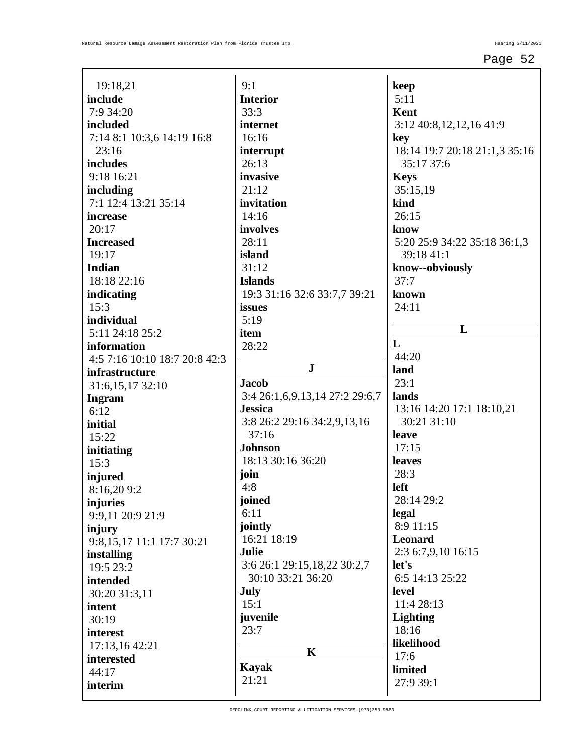19:18,21
**include**
7:9 34:20
**included**
7:14 8:1 10:3,6 14:19 16:8 23:16
**includes**
9:18 16:21
**including**
7:1 12:4 13:21 35:14
**increase**
20:17
**Increased**
19:17
**Indian**
18:18 22:16
**indicating**
15:3
**individual**
5:11 24:18 25:2
**information**
4:5 7:16 10:10 18:7 20:8 42:3
**infrastructure**
31:6,15,17 32:10
**Ingram**
6:12
**initial**
15:22
**initiating**
15:3
**injured**
8:16,20 9:2
**injuries**
9:9,11 20:9 21:9
**injury**
9:8,15,17 11:1 17:7 30:21
**installing**
19:5 23:2
**intended**
30:20 31:3,11
**intent**
30:19
**interest**
17:13,16 42:21
**interested**
44:17
**interim**
9:1
**Interior**
33:3
**internet**
16:16
**interrupt**
26:13
**invasive**
21:12
**invitation**
14:16
**involves**
28:11
**island**
31:12
**Islands**
19:3 31:16 32:6 33:7,7 39:21
**issues**
5:19
**item**
28:22

## J

**Jacob**
3:4 26:1,6,9,13,14 27:2 29:6,7
**Jessica**
3:8 26:2 29:16 34:2,9,13,16 37:16
**Johnson**
18:13 30:16 36:20
**join**
4:8
**joined**
6:11
**jointly**
16:21 18:19
**Julie**
3:6 26:1 29:15,18,22 30:2,7 30:10 33:21 36:20
**July**
15:1
**juvenile**
23:7

## K

**Kayak**
21:21
**keep**
5:11
**Kent**
3:12 40:8,12,12,16 41:9
**key**
18:14 19:7 20:18 21:1,3 35:16 35:17 37:6
**Keys**
35:15,19
**kind**
26:15
**know**
5:20 25:9 34:22 35:18 36:1,3 39:18 41:1
**know--obviously**
37:7
**known**
24:11

## L

**L**
44:20
**land**
23:1
**lands**
13:16 14:20 17:1 18:10,21 30:21 31:10
**leave**
17:15
**leaves**
28:3
**left**
28:14 29:2
**legal**
8:9 11:15
**Leonard**
2:3 6:7,9,10 16:15
**let's**
6:5 14:13 25:22
**level**
11:4 28:13
**Lighting**
18:16
**likelihood**
17:6
**limited**
27:9 39:1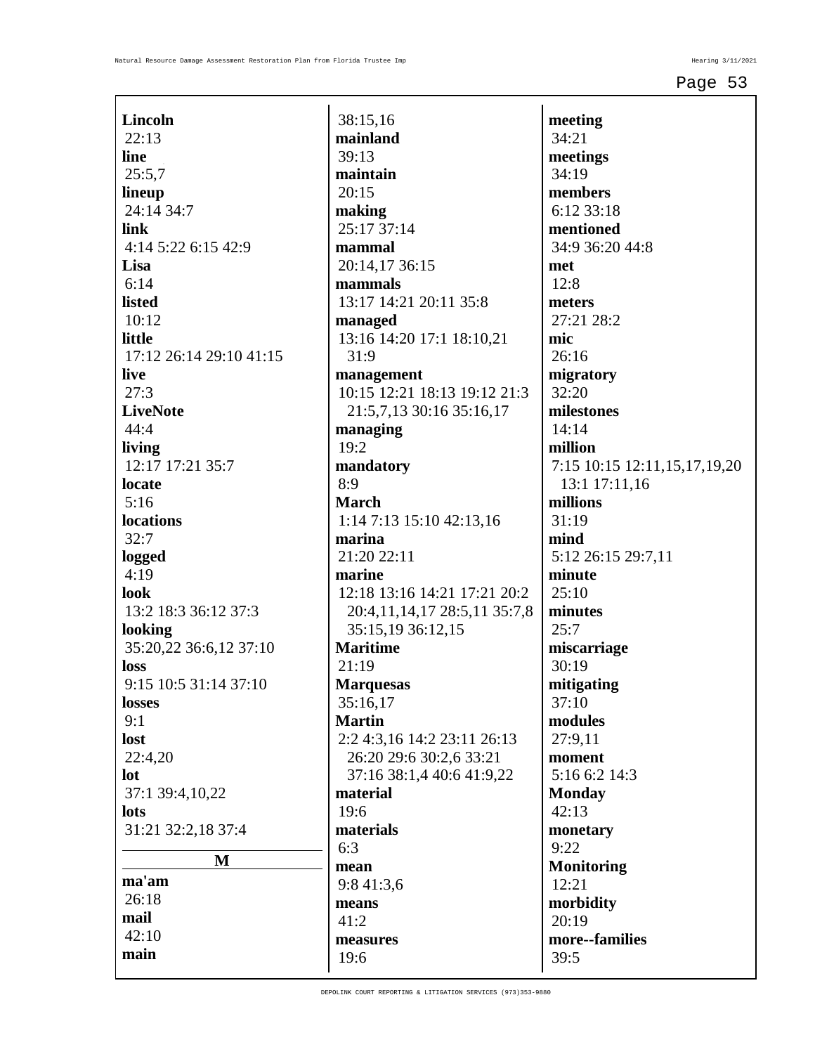**Lincoln**
22:13
**line**
25:5,7
**lineup**
24:14 34:7
**link**
4:14 5:22 6:15 42:9
**Lisa**
6:14
**listed**
10:12
**little**
17:12 26:14 29:10 41:15
**live**
27:3
**LiveNote**
44:4
**living**
12:17 17:21 35:7
**locate**
5:16
**locations**
32:7
**logged**
4:19
**look**
13:2 18:3 36:12 37:3
**looking**
35:20,22 36:6,12 37:10
**loss**
9:15 10:5 31:14 37:10
**losses**
9:1
**lost**
22:4,20
**lot**
37:1 39:4,10,22
**lots**
31:21 32:2,18 37:4

## M

**ma'am**
26:18
**mail**
42:10
**main**
38:15,16
**mainland**
39:13
**maintain**
20:15
**making**
25:17 37:14
**mammal**
20:14,17 36:15
**mammals**
13:17 14:21 20:11 35:8
**managed**
13:16 14:20 17:1 18:10,21 31:9
**management**
10:15 12:21 18:13 19:12 21:3 21:5,7,13 30:16 35:16,17
**managing**
19:2
**mandatory**
8:9
**March**
1:14 7:13 15:10 42:13,16
**marina**
21:20 22:11
**marine**
12:18 13:16 14:21 17:21 20:2 20:4,11,14,17 28:5,11 35:7,8 35:15,19 36:12,15
**Maritime**
21:19
**Marquesas**
35:16,17
**Martin**
2:2 4:3,16 14:2 23:11 26:13 26:20 29:6 30:2,6 33:21 37:16 38:1,4 40:6 41:9,22
**material**
19:6
**materials**
6:3
**mean**
9:8 41:3,6
**means**
41:2
**measures**
19:6
**meeting**
34:21
**meetings**
34:19
**members**
6:12 33:18
**mentioned**
34:9 36:20 44:8
**met**
12:8
**meters**
27:21 28:2
**mic**
26:16
**migratory**
32:20
**milestones**
14:14
**million**
7:15 10:15 12:11,15,17,19,20 13:1 17:11,16
**millions**
31:19
**mind**
5:12 26:15 29:7,11
**minute**
25:10
**minutes**
25:7
**miscarriage**
30:19
**mitigating**
37:10
**modules**
27:9,11
**moment**
5:16 6:2 14:3
**Monday**
42:13
**monetary**
9:22
**Monitoring**
12:21
**morbidity**
20:19
**more--families**
39:5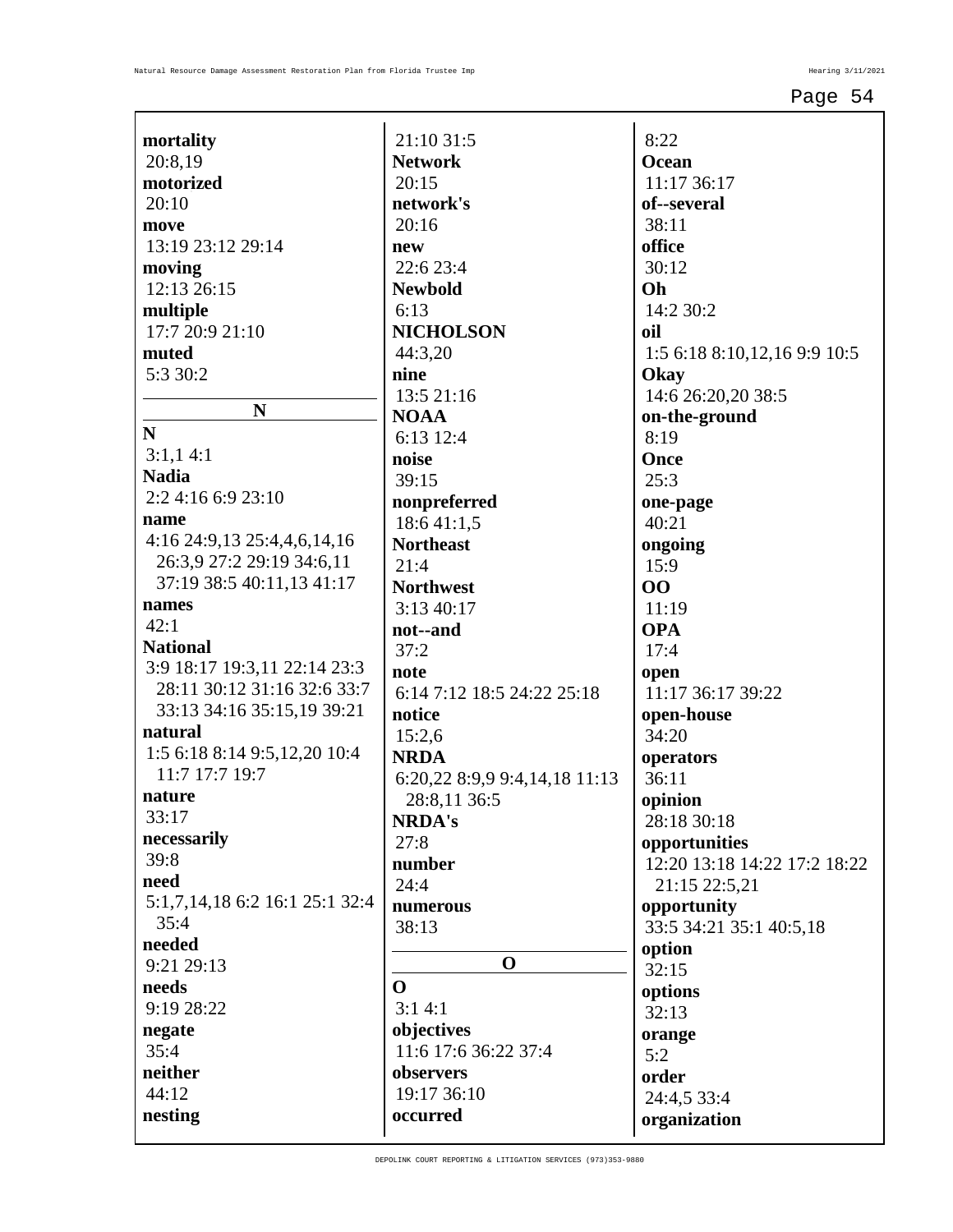**mortality**
20:8,19
**motorized**
20:10
**move**
13:19 23:12 29:14
**moving**
12:13 26:15
**multiple**
17:7 20:9 21:10
**muted**
5:3 30:2

**N**

**N**
3:1,1 4:1
**Nadia**
2:2 4:16 6:9 23:10
**name**
4:16 24:9,13 25:4,4,6,14,16 26:3,9 27:2 29:19 34:6,11 37:19 38:5 40:11,13 41:17
**names**
42:1
**National**
3:9 18:17 19:3,11 22:14 23:3 28:11 30:12 31:16 32:6 33:7 33:13 34:16 35:15,19 39:21
**natural**
1:5 6:18 8:14 9:5,12,20 10:4 11:7 17:7 19:7
**nature**
33:17
**necessarily**
39:8
**need**
5:1,7,14,18 6:2 16:1 25:1 32:4 35:4
**needed**
9:21 29:13
**needs**
9:19 28:22
**negate**
35:4
**neither**
44:12
**nesting**
21:10 31:5
**Network**
20:15
**network's**
20:16
**new**
22:6 23:4
**Newbold**
6:13
**NICHOLSON**
44:3,20
**nine**
13:5 21:16
**NOAA**
6:13 12:4
**noise**
39:15
**nonpreferred**
18:6 41:1,5
**Northeast**
21:4
**Northwest**
3:13 40:17
**not--and**
37:2
**note**
6:14 7:12 18:5 24:22 25:18
**notice**
15:2,6
**NRDA**
6:20,22 8:9,9 9:4,14,18 11:13 28:8,11 36:5
**NRDA's**
27:8
**number**
24:4
**numerous**
38:13

**O**

**O**
3:1 4:1
**objectives**
11:6 17:6 36:22 37:4
**observers**
19:17 36:10
**occurred**
8:22
**Ocean**
11:17 36:17
**of--several**
38:11
**office**
30:12
**Oh**
14:2 30:2
**oil**
1:5 6:18 8:10,12,16 9:9 10:5
**Okay**
14:6 26:20,20 38:5
**on-the-ground**
8:19
**Once**
25:3
**one-page**
40:21
**ongoing**
15:9
**OO**
11:19
**OPA**
17:4
**open**
11:17 36:17 39:22
**open-house**
34:20
**operators**
36:11
**opinion**
28:18 30:18
**opportunities**
12:20 13:18 14:22 17:2 18:22 21:15 22:5,21
**opportunity**
33:5 34:21 35:1 40:5,18
**option**
32:15
**options**
32:13
**orange**
5:2
**order**
24:4,5 33:4
**organization**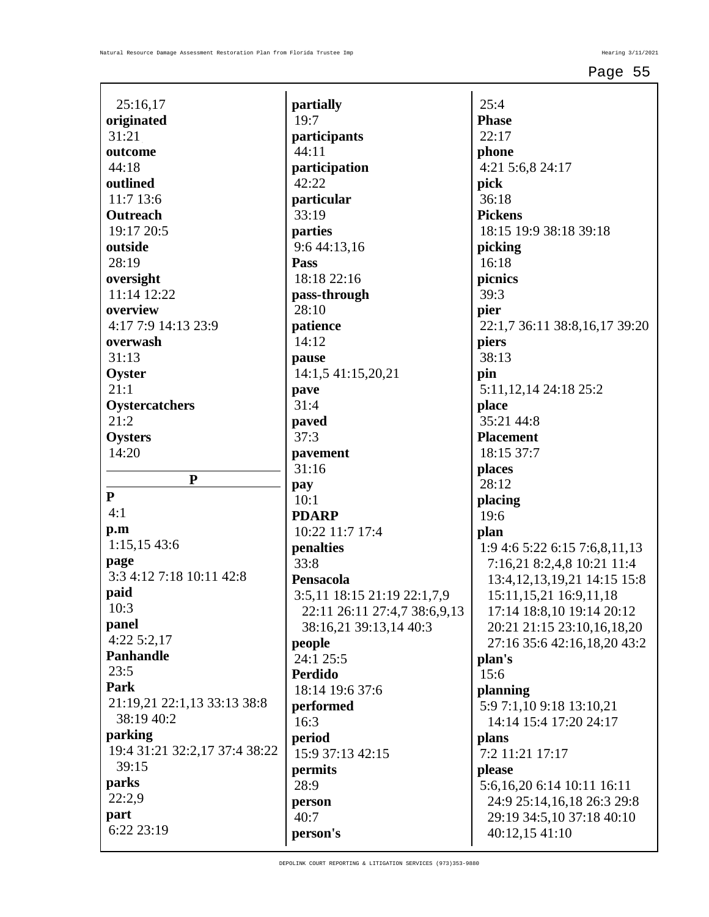25:16,17
**originated**
31:21
**outcome**
44:18
**outlined**
11:7 13:6
**Outreach**
19:17 20:5
**outside**
28:19
**oversight**
11:14 12:22
**overview**
4:17 7:9 14:13 23:9
**overwash**
31:13
**Oyster**
21:1
**Oystercatchers**
21:2
**Oysters**
14:20

## P

**P**
4:1
**p.m**
1:15,15 43:6
**page**
3:3 4:12 7:18 10:11 42:8
**paid**
10:3
**panel**
4:22 5:2,17
**Panhandle**
23:5
**Park**
21:19,21 22:1,13 33:13 38:8 38:19 40:2
**parking**
19:4 31:21 32:2,17 37:4 38:22 39:15
**parks**
22:2,9
**part**
6:22 23:19
**partially**
19:7
**participants**
44:11
**participation**
42:22
**particular**
33:19
**parties**
9:6 44:13,16
**Pass**
18:18 22:16
**pass-through**
28:10
**patience**
14:12
**pause**
14:1,5 41:15,20,21
**pave**
31:4
**paved**
37:3
**pavement**
31:16
**pay**
10:1
**PDARP**
10:22 11:7 17:4
**penalties**
33:8
**Pensacola**
3:5,11 18:15 21:19 22:1,7,9 22:11 26:11 27:4,7 38:6,9,13 38:16,21 39:13,14 40:3
**people**
24:1 25:5
**Perdido**
18:14 19:6 37:6
**performed**
16:3
**period**
15:9 37:13 42:15
**permits**
28:9
**person**
40:7
**person's**
25:4
**Phase**
22:17
**phone**
4:21 5:6,8 24:17
**pick**
36:18
**Pickens**
18:15 19:9 38:18 39:18
**picking**
16:18
**picnics**
39:3
**pier**
22:1,7 36:11 38:8,16,17 39:20
**piers**
38:13
**pin**
5:11,12,14 24:18 25:2
**place**
35:21 44:8
**Placement**
18:15 37:7
**places**
28:12
**placing**
19:6
**plan**
1:9 4:6 5:22 6:15 7:6,8,11,13 7:16,21 8:2,4,8 10:21 11:4 13:4,12,13,19,21 14:15 15:8 15:11,15,21 16:9,11,18 17:14 18:8,10 19:14 20:12 20:21 21:15 23:10,16,18,20 27:16 35:6 42:16,18,20 43:2
**plan's**
15:6
**planning**
5:9 7:1,10 9:18 13:10,21 14:14 15:4 17:20 24:17
**plans**
7:2 11:21 17:17
**please**
5:6,16,20 6:14 10:11 16:11 24:9 25:14,16,18 26:3 29:8 29:19 34:5,10 37:18 40:10 40:12,15 41:10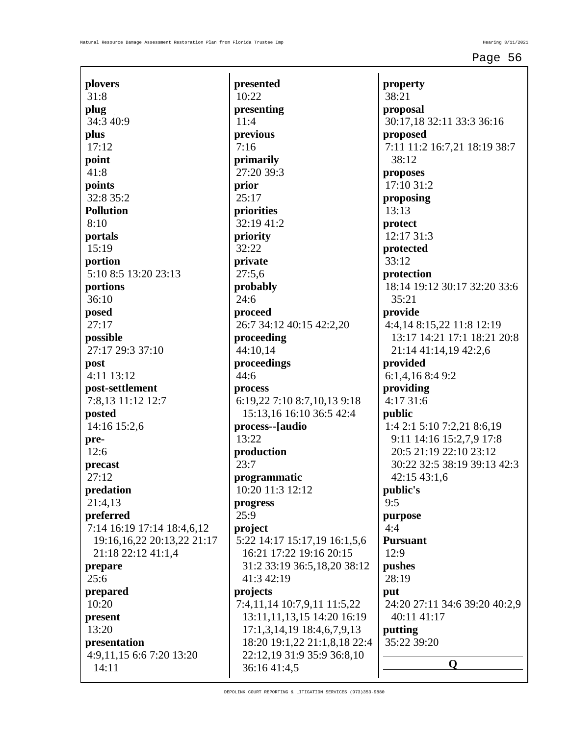**plovers**
31:8

**plug**
34:3 40:9

**plus**
17:12

**point**
41:8

**points**
32:8 35:2

**Pollution**
8:10

**portals**
15:19

**portion**
5:10 8:5 13:20 23:13

**portions**
36:10

**posed**
27:17

**possible**
27:17 29:3 37:10

**post**
4:11 13:12

**post-settlement**
7:8,13 11:12 12:7

**posted**
14:16 15:2,6

**pre-**
12:6

**precast**
27:12

**predation**
21:4,13

**preferred**
7:14 16:19 17:14 18:4,6,12 19:16,16,22 20:13,22 21:17 21:18 22:12 41:1,4

**prepare**
25:6

**prepared**
10:20

**present**
13:20

**presentation**
4:9,11,15 6:6 7:20 13:20 14:11

**presented**
10:22

**presenting**
11:4

**previous**
7:16

**primarily**
27:20 39:3

**prior**
25:17

**priorities**
32:19 41:2

**priority**
32:22

**private**
27:5,6

**probably**
24:6

**proceed**
26:7 34:12 40:15 42:2,20

**proceeding**
44:10,14

**proceedings**
44:6

**process**
6:19,22 7:10 8:7,10,13 9:18 15:13,16 16:10 36:5 42:4

**process--[audio**
13:22

**production**
23:7

**programmatic**
10:20 11:3 12:12

**progress**
25:9

**project**
5:22 14:17 15:17,19 16:1,5,6 16:21 17:22 19:16 20:15 31:2 33:19 36:5,18,20 38:12 41:3 42:19

**projects**
7:4,11,14 10:7,9,11 11:5,22 13:11,11,13,15 14:20 16:19 17:1,3,14,19 18:4,6,7,9,13 18:20 19:1,22 21:1,8,18 22:4 22:12,19 31:9 35:9 36:8,10 36:16 41:4,5

**property**
38:21

**proposal**
30:17,18 32:11 33:3 36:16

**proposed**
7:11 11:2 16:7,21 18:19 38:7 38:12

**proposes**
17:10 31:2

**proposing**
13:13

**protect**
12:17 31:3

**protected**
33:12

**protection**
18:14 19:12 30:17 32:20 33:6 35:21

**provide**
4:4,14 8:15,22 11:8 12:19 13:17 14:21 17:1 18:21 20:8 21:14 41:14,19 42:2,6

**provided**
6:1,4,16 8:4 9:2

**providing**
4:17 31:6

**public**
1:4 2:1 5:10 7:2,21 8:6,19 9:11 14:16 15:2,7,9 17:8 20:5 21:19 22:10 23:12 30:22 32:5 38:19 39:13 42:3 42:15 43:1,6

**public's**
9:5

**purpose**
4:4

**Pursuant**
12:9

**pushes**
28:19

**put**
24:20 27:11 34:6 39:20 40:2,9 40:11 41:17

**putting**
35:22 39:20

**Q**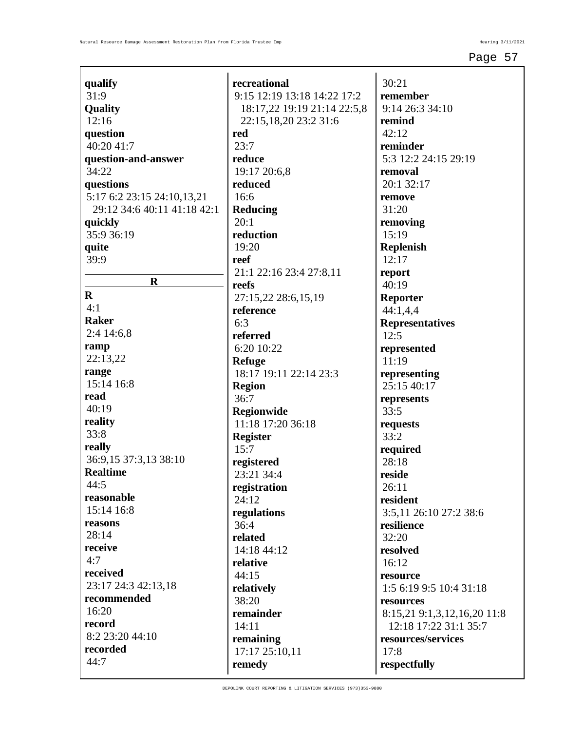**qualify**
31:9
**Quality**
12:16
**question**
40:20 41:7
**question-and-answer**
34:22
**questions**
5:17 6:2 23:15 24:10,13,21 29:12 34:6 40:11 41:18 42:1
**quickly**
35:9 36:19
**quite**
39:9

## R

**R**
4:1
**Raker**
2:4 14:6,8
**ramp**
22:13,22
**range**
15:14 16:8
**read**
40:19
**reality**
33:8
**really**
36:9,15 37:3,13 38:10
**Realtime**
44:5
**reasonable**
15:14 16:8
**reasons**
28:14
**receive**
4:7
**received**
23:17 24:3 42:13,18
**recommended**
16:20
**record**
8:2 23:20 44:10
**recorded**
44:7
**recreational**
9:15 12:19 13:18 14:22 17:2 18:17,22 19:19 21:14 22:5,8 22:15,18,20 23:2 31:6
**red**
23:7
**reduce**
19:17 20:6,8
**reduced**
16:6
**Reducing**
20:1
**reduction**
19:20
**reef**
21:1 22:16 23:4 27:8,11
**reefs**
27:15,22 28:6,15,19
**reference**
6:3
**referred**
6:20 10:22
**Refuge**
18:17 19:11 22:14 23:3
**Region**
36:7
**Regionwide**
11:18 17:20 36:18
**Register**
15:7
**registered**
23:21 34:4
**registration**
24:12
**regulations**
36:4
**related**
14:18 44:12
**relative**
44:15
**relatively**
38:20
**remainder**
14:11
**remaining**
17:17 25:10,11
**remedy**
30:21
**remember**
9:14 26:3 34:10
**remind**
42:12
**reminder**
5:3 12:2 24:15 29:19
**removal**
20:1 32:17
**remove**
31:20
**removing**
15:19
**Replenish**
12:17
**report**
40:19
**Reporter**
44:1,4,4
**Representatives**
12:5
**represented**
11:19
**representing**
25:15 40:17
**represents**
33:5
**requests**
33:2
**required**
28:18
**reside**
26:11
**resident**
3:5,11 26:10 27:2 38:6
**resilience**
32:20
**resolved**
16:12
**resource**
1:5 6:19 9:5 10:4 31:18
**resources**
8:15,21 9:1,3,12,16,20 11:8 12:18 17:22 31:1 35:7
**resources/services**
17:8
**respectfully**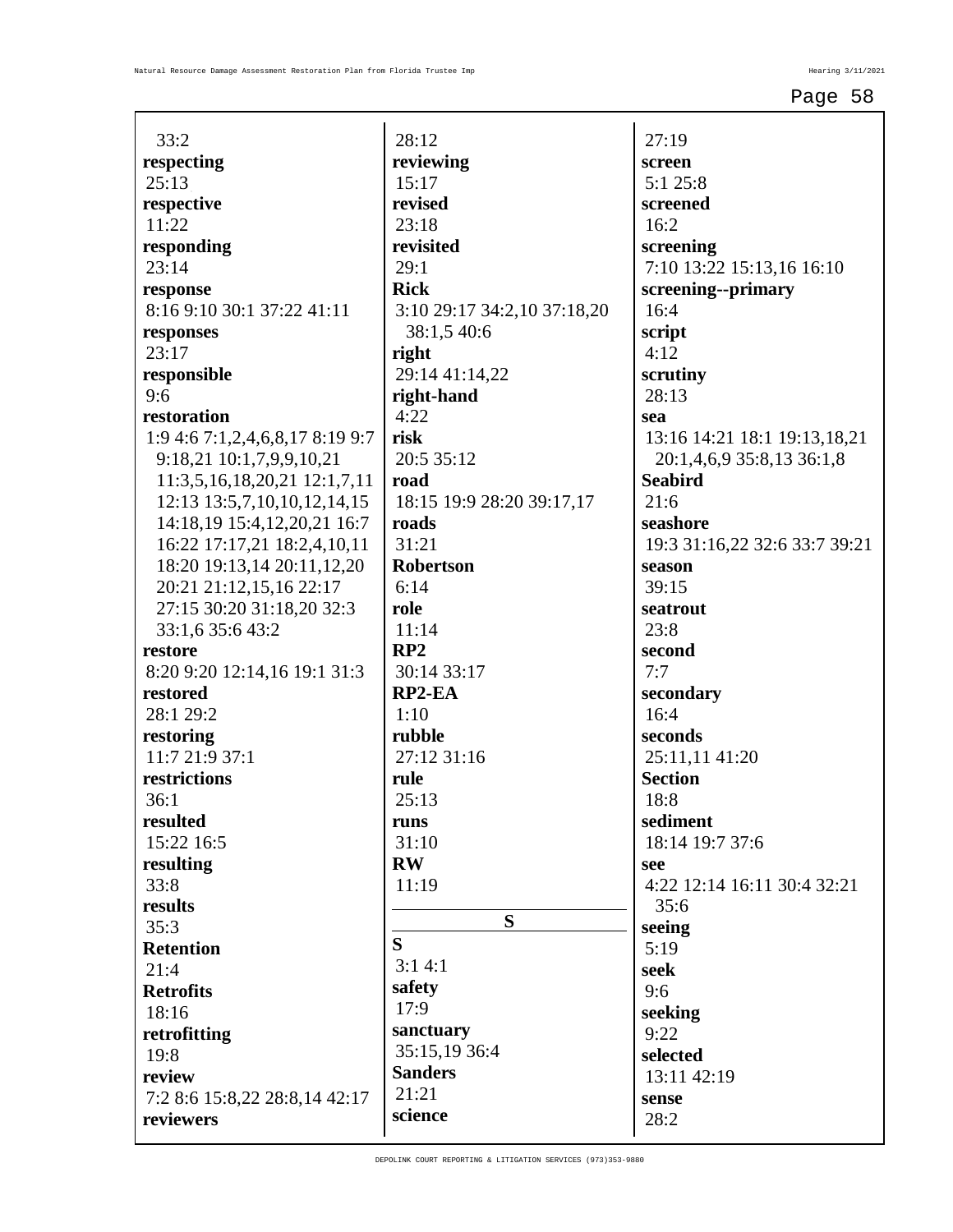33:2
**respecting**
25:13
**respective**
11:22
**responding**
23:14
**response**
8:16 9:10 30:1 37:22 41:11
**responses**
23:17
**responsible**
9:6
**restoration**
1:9 4:6 7:1,2,4,6,8,17 8:19 9:7 9:18,21 10:1,7,9,9,10,21 11:3,5,16,18,20,21 12:1,7,11 12:13 13:5,7,10,10,12,14,15 14:18,19 15:4,12,20,21 16:7 16:22 17:17,21 18:2,4,10,11 18:20 19:13,14 20:11,12,20 20:21 21:12,15,16 22:17 27:15 30:20 31:18,20 32:3 33:1,6 35:6 43:2
**restore**
8:20 9:20 12:14,16 19:1 31:3
**restored**
28:1 29:2
**restoring**
11:7 21:9 37:1
**restrictions**
36:1
**resulted**
15:22 16:5
**resulting**
33:8
**results**
35:3
**Retention**
21:4
**Retrofits**
18:16
**retrofitting**
19:8
**review**
7:2 8:6 15:8,22 28:8,14 42:17
**reviewers**
28:12
**reviewing**
15:17
**revised**
23:18
**revisited**
29:1
**Rick**
3:10 29:17 34:2,10 37:18,20 38:1,5 40:6
**right**
29:14 41:14,22
**right-hand**
4:22
**risk**
20:5 35:12
**road**
18:15 19:9 28:20 39:17,17
**roads**
31:21
**Robertson**
6:14
**role**
11:14
**RP2**
30:14 33:17
**RP2-EA**
1:10
**rubble**
27:12 31:16
**rule**
25:13
**runs**
31:10
**RW**
11:19

## S

**S**
3:1 4:1
**safety**
17:9
**sanctuary**
35:15,19 36:4
**Sanders**
21:21
**science**
27:19
**screen**
5:1 25:8
**screened**
16:2
**screening**
7:10 13:22 15:13,16 16:10
**screening--primary**
16:4
**script**
4:12
**scrutiny**
28:13
**sea**
13:16 14:21 18:1 19:13,18,21 20:1,4,6,9 35:8,13 36:1,8
**Seabird**
21:6
**seashore**
19:3 31:16,22 32:6 33:7 39:21
**season**
39:15
**seatrout**
23:8
**second**
7:7
**secondary**
16:4
**seconds**
25:11,11 41:20
**Section**
18:8
**sediment**
18:14 19:7 37:6
**see**
4:22 12:14 16:11 30:4 32:21 35:6
**seeing**
5:19
**seek**
9:6
**seeking**
9:22
**selected**
13:11 42:19
**sense**
28:2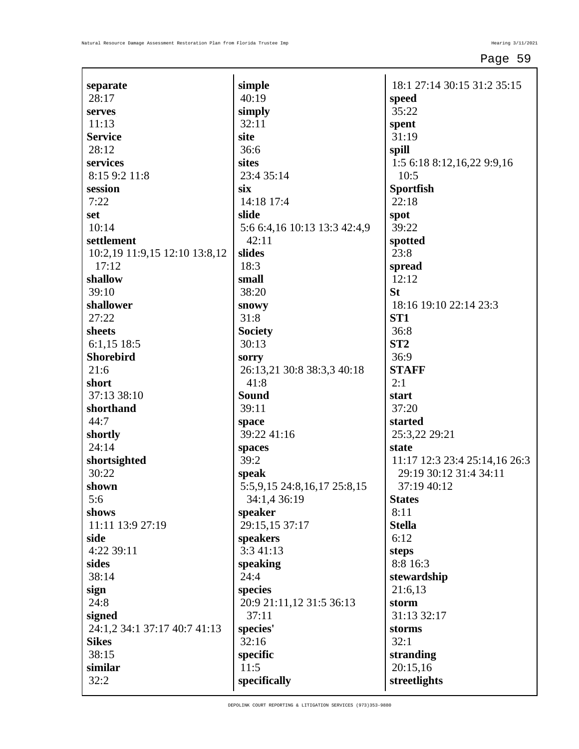**separate**
28:17
**serves**
11:13
**Service**
28:12
**services**
8:15 9:2 11:8
**session**
7:22
**set**
10:14
**settlement**
10:2,19 11:9,15 12:10 13:8,12
17:12
**shallow**
39:10
**shallower**
27:22
**sheets**
6:1,15 18:5
**Shorebird**
21:6
**short**
37:13 38:10
**shorthand**
44:7
**shortly**
24:14
**shortsighted**
30:22
**shown**
5:6
**shows**
11:11 13:9 27:19
**side**
4:22 39:11
**sides**
38:14
**sign**
24:8
**signed**
24:1,2 34:1 37:17 40:7 41:13
**Sikes**
38:15
**similar**
32:2

**simple**
40:19
**simply**
32:11
**site**
36:6
**sites**
23:4 35:14
**six**
14:18 17:4
**slide**
5:6 6:4,16 10:13 13:3 42:4,9
42:11
**slides**
18:3
**small**
38:20
**snowy**
31:8
**Society**
30:13
**sorry**
26:13,21 30:8 38:3,3 40:18
41:8
**Sound**
39:11
**space**
39:22 41:16
**spaces**
39:2
**speak**
5:5,9,15 24:8,16,17 25:8,15
34:1,4 36:19
**speaker**
29:15,15 37:17
**speakers**
3:3 41:13
**speaking**
24:4
**species**
20:9 21:11,12 31:5 36:13
37:11
**species'**
32:16
**specific**
11:5
**specifically**
18:1 27:14 30:15 31:2 35:15
**speed**
35:22
**spent**
31:19
**spill**
1:5 6:18 8:12,16,22 9:9,16
10:5
**Sportfish**
22:18
**spot**
39:22
**spotted**
23:8
**spread**
12:12
**St**
18:16 19:10 22:14 23:3
**ST1**
36:8
**ST2**
36:9
**STAFF**
2:1
**start**
37:20
**started**
25:3,22 29:21
**state**
11:17 12:3 23:4 25:14,16 26:3
29:19 30:12 31:4 34:11
37:19 40:12
**States**
8:11
**Stella**
6:12
**steps**
8:8 16:3
**stewardship**
21:6,13
**storm**
31:13 32:17
**storms**
32:1
**stranding**
20:15,16
**streetlights**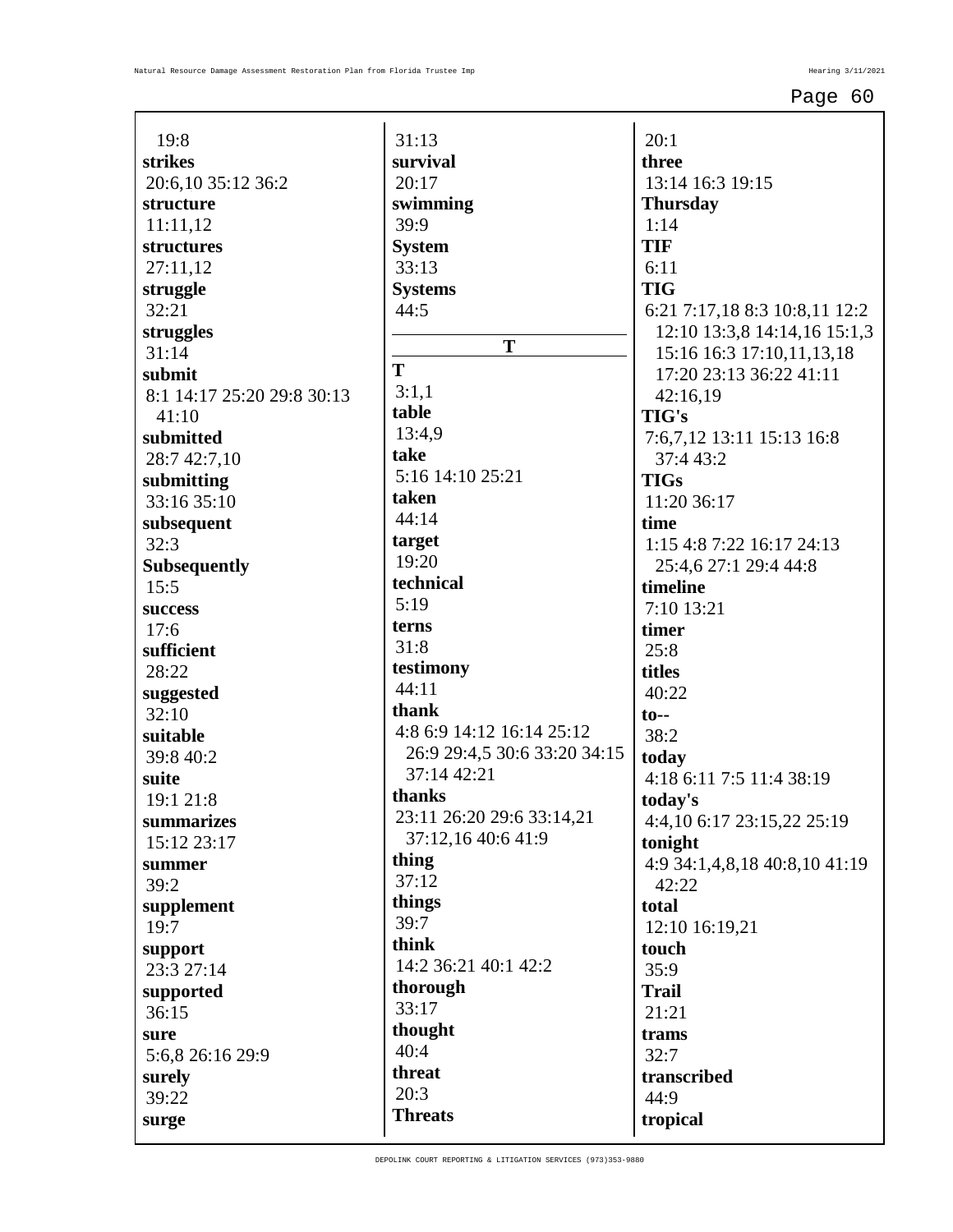19:8

**strikes**
20:6,10 35:12 36:2

**structure**
11:11,12

**structures**
27:11,12

**struggle**
32:21

**struggles**
31:14

**submit**
8:1 14:17 25:20 29:8 30:13 41:10

**submitted**
28:7 42:7,10

**submitting**
33:16 35:10

**subsequent**
32:3

**Subsequently**
15:5

**success**
17:6

**sufficient**
28:22

**suggested**
32:10

**suitable**
39:8 40:2

**suite**
19:1 21:8

**summarizes**
15:12 23:17

**summer**
39:2

**supplement**
19:7

**support**
23:3 27:14

**supported**
36:15

**sure**
5:6,8 26:16 29:9

**surely**
39:22

**surge**
31:13

**survival**
20:17

**swimming**
39:9

**System**
33:13

**Systems**
44:5

## T

**T**
3:1,1

**table**
13:4,9

**take**
5:16 14:10 25:21

**taken**
44:14

**target**
19:20

**technical**
5:19

**terns**
31:8

**testimony**
44:11

**thank**
4:8 6:9 14:12 16:14 25:12 26:9 29:4,5 30:6 33:20 34:15 37:14 42:21

**thanks**
23:11 26:20 29:6 33:14,21 37:12,16 40:6 41:9

**thing**
37:12

**things**
39:7

**think**
14:2 36:21 40:1 42:2

**thorough**
33:17

**thought**
40:4

**threat**
20:3

**Threats**
20:1

**three**
13:14 16:3 19:15

**Thursday**
1:14

**TIF**
6:11

**TIG**
6:21 7:17,18 8:3 10:8,11 12:2 12:10 13:3,8 14:14,16 15:1,3 15:16 16:3 17:10,11,13,18 17:20 23:13 36:22 41:11 42:16,19

**TIG's**
7:6,7,12 13:11 15:13 16:8 37:4 43:2

**TIGs**
11:20 36:17

**time**
1:15 4:8 7:22 16:17 24:13 25:4,6 27:1 29:4 44:8

**timeline**
7:10 13:21

**timer**
25:8

**titles**
40:22

**to--**
38:2

**today**
4:18 6:11 7:5 11:4 38:19

**today's**
4:4,10 6:17 23:15,22 25:19

**tonight**
4:9 34:1,4,8,18 40:8,10 41:19 42:22

**total**
12:10 16:19,21

**touch**
35:9

**Trail**
21:21

**trams**
32:7

**transcribed**
44:9

**tropical**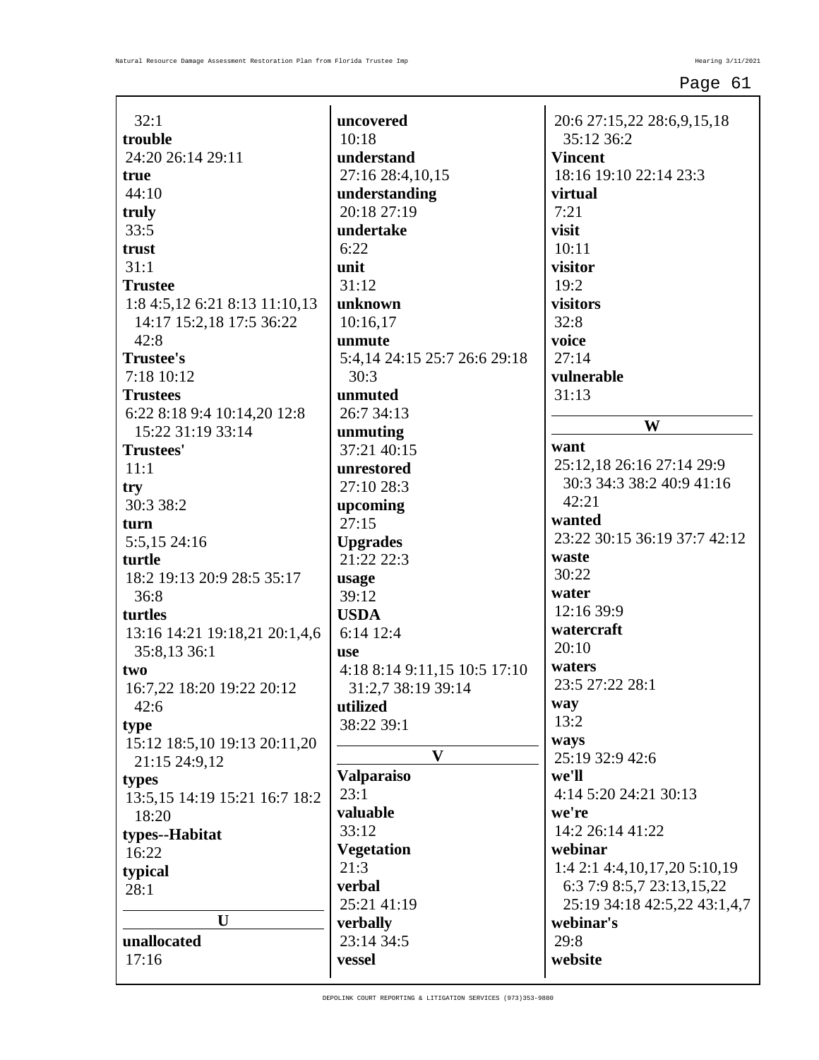32:1

**trouble**
24:20 26:14 29:11

**true**
44:10

**truly**
33:5

**trust**
31:1

**Trustee**
1:8 4:5,12 6:21 8:13 11:10,13 14:17 15:2,18 17:5 36:22 42:8

**Trustee's**
7:18 10:12

**Trustees**
6:22 8:18 9:4 10:14,20 12:8 15:22 31:19 33:14

**Trustees'**
11:1

**try**
30:3 38:2

**turn**
5:5,15 24:16

**turtle**
18:2 19:13 20:9 28:5 35:17 36:8

**turtles**
13:16 14:21 19:18,21 20:1,4,6 35:8,13 36:1

**two**
16:7,22 18:20 19:22 20:12 42:6

**type**
15:12 18:5,10 19:13 20:11,20 21:15 24:9,12

**types**
13:5,15 14:19 15:21 16:7 18:2 18:20

**types--Habitat**
16:22

**typical**
28:1

## U

**unallocated**
17:16

**uncovered**
10:18

**understand**
27:16 28:4,10,15

**understanding**
20:18 27:19

**undertake**
6:22

**unit**
31:12

**unknown**
10:16,17

**unmute**
5:4,14 24:15 25:7 26:6 29:18 30:3

**unmuted**
26:7 34:13

**unmuting**
37:21 40:15

**unrestored**
27:10 28:3

**upcoming**
27:15

**Upgrades**
21:22 22:3

**usage**
39:12

**USDA**
6:14 12:4

**use**
4:18 8:14 9:11,15 10:5 17:10 31:2,7 38:19 39:14

**utilized**
38:22 39:1

## V

**Valparaiso**
23:1

**valuable**
33:12

**Vegetation**
21:3

**verbal**
25:21 41:19

**verbally**
23:14 34:5

**vessel**
20:6 27:15,22 28:6,9,15,18 35:12 36:2

**Vincent**
18:16 19:10 22:14 23:3

**virtual**
7:21

**visit**
10:11

**visitor**
19:2

**visitors**
32:8

**voice**
27:14

**vulnerable**
31:13

## W

**want**
25:12,18 26:16 27:14 29:9 30:3 34:3 38:2 40:9 41:16 42:21

**wanted**
23:22 30:15 36:19 37:7 42:12

**waste**
30:22

**water**
12:16 39:9

**watercraft**
20:10

**waters**
23:5 27:22 28:1

**way**
13:2

**ways**
25:19 32:9 42:6

**we'll**
4:14 5:20 24:21 30:13

**we're**
14:2 26:14 41:22

**webinar**
1:4 2:1 4:4,10,17,20 5:10,19 6:3 7:9 8:5,7 23:13,15,22 25:19 34:18 42:5,22 43:1,4,7

**webinar's**
29:8

**website**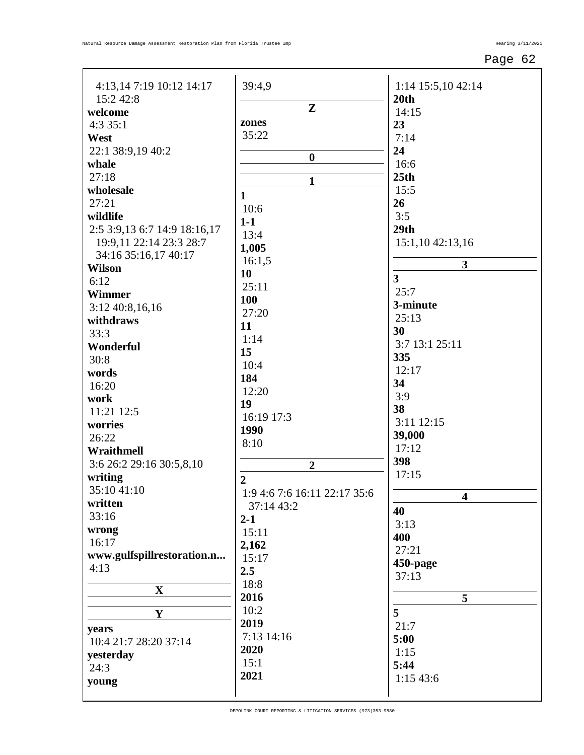4:13,14 7:19 10:12 14:17 15:2 42:8

**welcome**
4:3 35:1

**West**
22:1 38:9,19 40:2

**whale**
27:18

**wholesale**
27:21

**wildlife**
2:5 3:9,13 6:7 14:9 18:16,17 19:9,11 22:14 23:3 28:7 34:16 35:16,17 40:17

**Wilson**
6:12

**Wimmer**
3:12 40:8,16,16

**withdraws**
33:3

**Wonderful**
30:8

**words**
16:20

**work**
11:21 12:5

**worries**
26:22

**Wraithmell**
3:6 26:2 29:16 30:5,8,10

**writing**
35:10 41:10

**written**
33:16

**wrong**
16:17

**www.gulfspillrestoration.n...**
4:13

## X

## Y

**years**
10:4 21:7 28:20 37:14

**yesterday**
24:3

**young**
39:4,9

## Z

**zones**
35:22

## 0

## 1

**1**
10:6

**1-1**
13:4

**1,005**
16:1,5

**10**
25:11

**100**
27:20

**11**
1:14

**15**
10:4

**184**
12:20

**19**
16:19 17:3

**1990**
8:10

## 2

**2**
1:9 4:6 7:6 16:11 22:17 35:6 37:14 43:2

**2-1**
15:11

**2,162**
15:17

**2.5**
18:8

**2016**
10:2

**2019**
7:13 14:16

**2020**
15:1

**2021**
1:14 15:5,10 42:14

**20th**
14:15

**23**
7:14

**24**
16:6

**25th**
15:5

**26**
3:5

**29th**
15:1,10 42:13,16

## 3

**3**
25:7

**3-minute**
25:13

**30**
3:7 13:1 25:11

**335**
12:17

**34**
3:9

**38**
3:11 12:15

**39,000**
17:12

**398**
17:15

## 4

**40**
3:13

**400**
27:21

**450-page**
37:13

## 5

**5**
21:7

**5:00**
1:15

**5:44**
1:15 43:6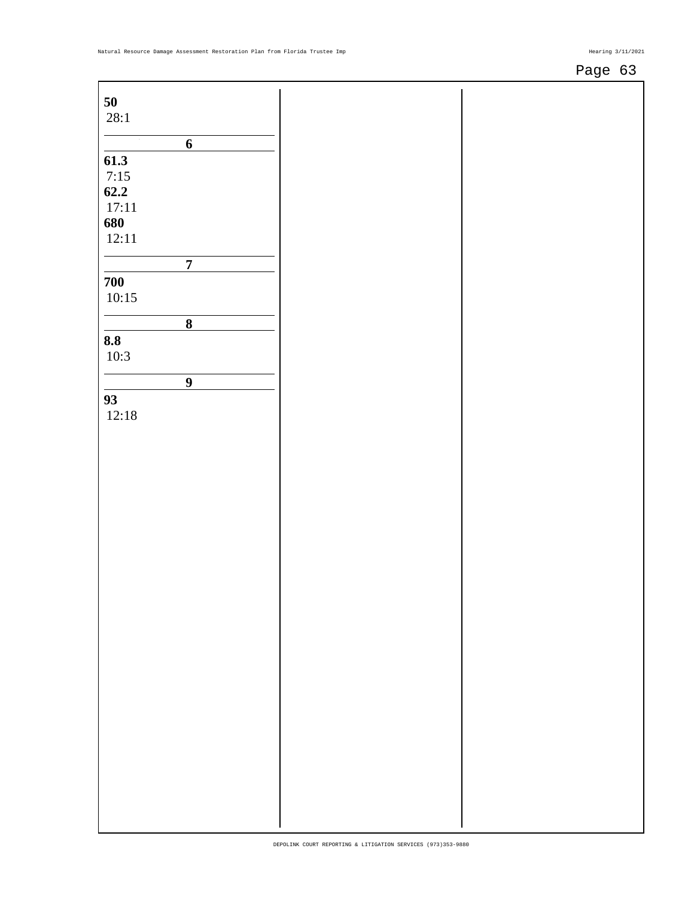**50**
28:1

**6**

**61.3**
7:15

**62.2**
17:11

**680**
12:11

**7**

**700**
10:15

**8**

**8.8**
10:3

**9**

**93**
12:18